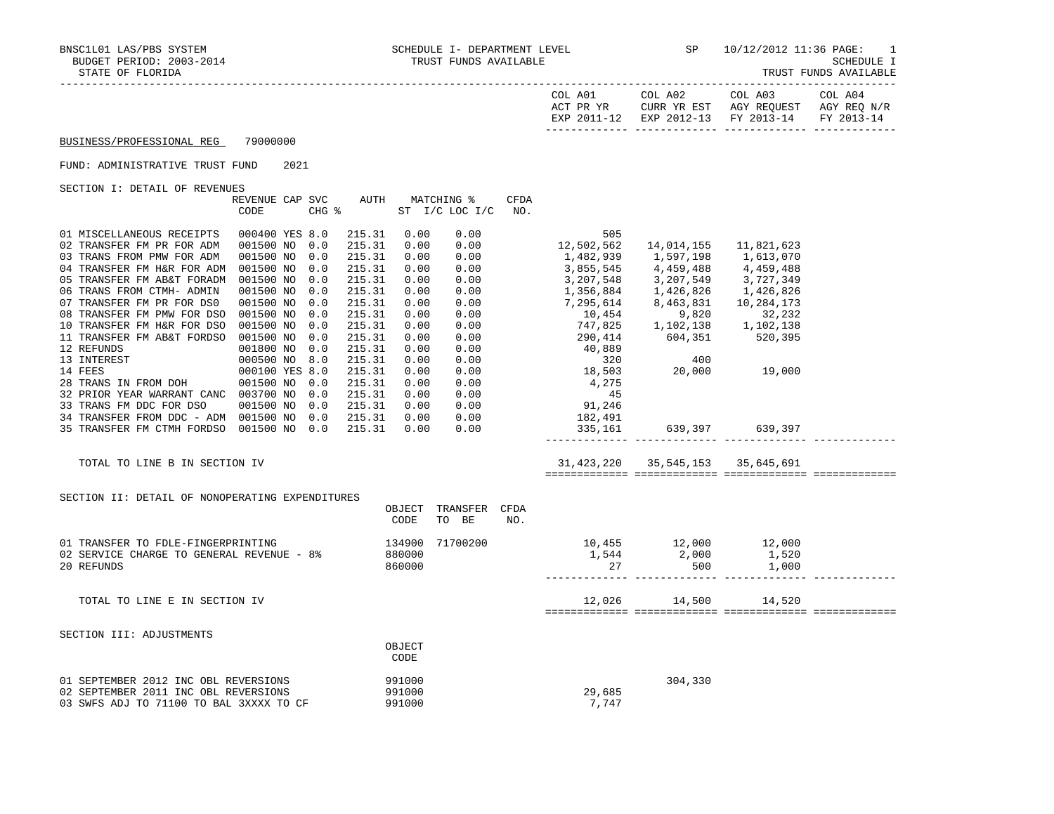BNSC1L01 LAS/PBS SYSTEM — SCHEDULE I- DEPARTMENT LEVEL — SP 10/12/2012 11:36

BUDGET PERIOD: 2003-2014 — TRUST FUNDS AVAILABLE — SCHEDULE I

STATE OF FLORIDA — TRUST FUNDS AVAILABLE

## BUSINESS/PROFESSIONAL REG 79000000

FUND: ADMINISTRATIVE TRUST FUND 2021

### SECTION I: DETAIL OF REVENUES

| | REVENUE CODE | CAP SVC CHG % | | AUTH ST | MATCHING % I/C | LOC I/C | CFDA NO. | COL A01 ACT PR YR EXP 2011-12 | COL A02 CURR YR EST EXP 2012-13 | COL A03 AGY REQUEST FY 2013-14 | COL A04 AGY REQ N/R FY 2013-14 |
|---|---|---|---|---|---|---|---|---|---|---|---|
| 01 MISCELLANEOUS RECEIPTS | 000400 | YES | 8.0 | 215.31 | 0.00 | 0.00 | | 505 | | | |
| 02 TRANSFER FM PR FOR ADM | 001500 | NO | 0.0 | 215.31 | 0.00 | 0.00 | | 12,502,562 | 14,014,155 | 11,821,623 | |
| 03 TRANS FROM PMW FOR ADM | 001500 | NO | 0.0 | 215.31 | 0.00 | 0.00 | | 1,482,939 | 1,597,198 | 1,613,070 | |
| 04 TRANSFER FM H&R FOR ADM | 001500 | NO | 0.0 | 215.31 | 0.00 | 0.00 | | 3,855,545 | 4,459,488 | 4,459,488 | |
| 05 TRANSFER FM AB&T FORADM | 001500 | NO | 0.0 | 215.31 | 0.00 | 0.00 | | 3,207,548 | 3,207,549 | 3,727,349 | |
| 06 TRANS FROM CTMH- ADMIN | 001500 | NO | 0.0 | 215.31 | 0.00 | 0.00 | | 1,356,884 | 1,426,826 | 1,426,826 | |
| 07 TRANSFER FM PR FOR DS0 | 001500 | NO | 0.0 | 215.31 | 0.00 | 0.00 | | 7,295,614 | 8,463,831 | 10,284,173 | |
| 08 TRANSFER FM PMW FOR DSO | 001500 | NO | 0.0 | 215.31 | 0.00 | 0.00 | | 10,454 | 9,820 | 32,232 | |
| 10 TRANSFER FM H&R FOR DSO | 001500 | NO | 0.0 | 215.31 | 0.00 | 0.00 | | 747,825 | 1,102,138 | 1,102,138 | |
| 11 TRANSFER FM AB&T FORDSO | 001500 | NO | 0.0 | 215.31 | 0.00 | 0.00 | | 290,414 | 604,351 | 520,395 | |
| 12 REFUNDS | 001800 | NO | 0.0 | 215.31 | 0.00 | 0.00 | | 40,889 | | | |
| 13 INTEREST | 000500 | NO | 8.0 | 215.31 | 0.00 | 0.00 | | 320 | 400 | | |
| 14 FEES | 000100 | YES | 8.0 | 215.31 | 0.00 | 0.00 | | 18,503 | 20,000 | 19,000 | |
| 28 TRANS IN FROM DOH | 001500 | NO | 0.0 | 215.31 | 0.00 | 0.00 | | 4,275 | | | |
| 32 PRIOR YEAR WARRANT CANC | 003700 | NO | 0.0 | 215.31 | 0.00 | 0.00 | | 45 | | | |
| 33 TRANS FM DDC FOR DSO | 001500 | NO | 0.0 | 215.31 | 0.00 | 0.00 | | 91,246 | | | |
| 34 TRANSFER FROM DDC - ADM | 001500 | NO | 0.0 | 215.31 | 0.00 | 0.00 | | 182,491 | | | |
| 35 TRANSFER FM CTMH FORDSO | 001500 | NO | 0.0 | 215.31 | 0.00 | 0.00 | | 335,161 | 639,397 | 639,397 | |
| TOTAL TO LINE B IN SECTION IV | | | | | | | | 31,423,220 | 35,545,153 | 35,645,691 | |

### SECTION II: DETAIL OF NONOPERATING EXPENDITURES

| | OBJECT CODE | TRANSFER TO BE | CFDA NO. | COL A01 | COL A02 | COL A03 | COL A04 |
|---|---|---|---|---|---|---|---|
| 01 TRANSFER TO FDLE-FINGERPRINTING | 134900 | 71700200 | | 10,455 | 12,000 | 12,000 | |
| 02 SERVICE CHARGE TO GENERAL REVENUE - 8% | 880000 | | | 1,544 | 2,000 | 1,520 | |
| 20 REFUNDS | 860000 | | | 27 | 500 | 1,000 | |
| TOTAL TO LINE E IN SECTION IV | | | | 12,026 | 14,500 | 14,520 | |

### SECTION III: ADJUSTMENTS

| | OBJECT CODE | COL A01 | COL A02 | COL A03 | COL A04 |
|---|---|---|---|---|---|
| 01 SEPTEMBER 2012 INC OBL REVERSIONS | 991000 | | 304,330 | | |
| 02 SEPTEMBER 2011 INC OBL REVERSIONS | 991000 | 29,685 | | | |
| 03 SWFS ADJ TO 71100 TO BAL 3XXXX TO CF | 991000 | 7,747 | | | |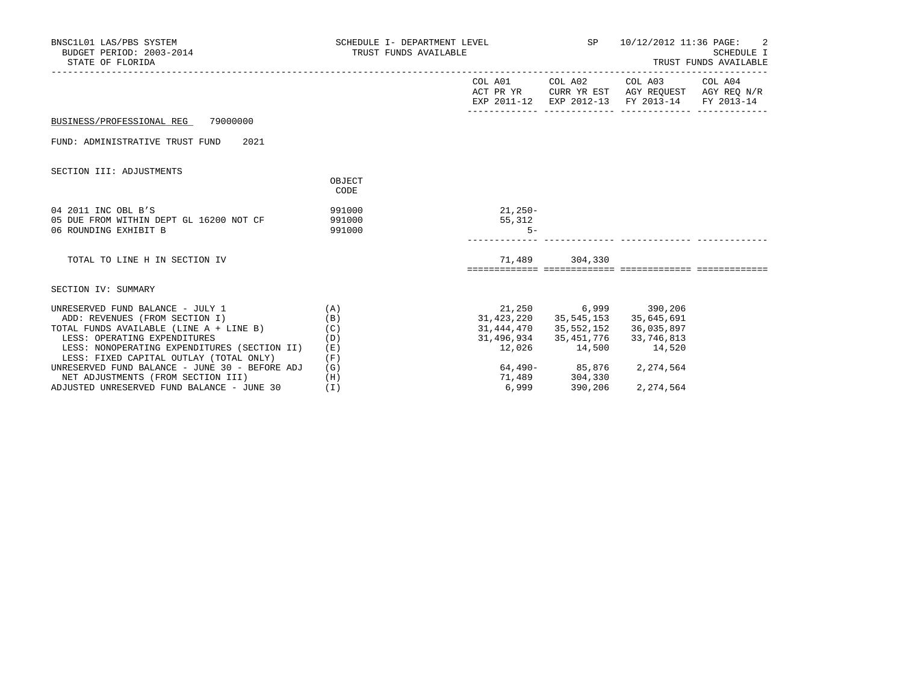BUSINESS/PROFESSIONAL REG 79000000

FUND: ADMINISTRATIVE TRUST FUND 2021

SECTION III: ADJUSTMENTS

| | OBJECT CODE | COL A01 ACT PR YR EXP 2011-12 | COL A02 CURR YR EST EXP 2012-13 | COL A03 AGY REQUEST FY 2013-14 | COL A04 AGY REQ N/R FY 2013-14 |
|---|---|---|---|---|---|
| 04 2011 INC OBL B'S | 991000 | 21,250- | | | |
| 05 DUE FROM WITHIN DEPT GL 16200 NOT CF | 991000 | 55,312 | | | |
| 06 ROUNDING EXHIBIT B | 991000 | 5- | | | |
| TOTAL TO LINE H IN SECTION IV | | 71,489 | 304,330 | | |

SECTION IV: SUMMARY

| | | COL A01 ACT PR YR EXP 2011-12 | COL A02 CURR YR EST EXP 2012-13 | COL A03 AGY REQUEST FY 2013-14 | COL A04 AGY REQ N/R FY 2013-14 |
|---|---|---|---|---|---|
| UNRESERVED FUND BALANCE - JULY 1 | (A) | 21,250 | 6,999 | 390,206 | |
| ADD: REVENUES (FROM SECTION I) | (B) | 31,423,220 | 35,545,153 | 35,645,691 | |
| TOTAL FUNDS AVAILABLE (LINE A + LINE B) | (C) | 31,444,470 | 35,552,152 | 36,035,897 | |
| LESS: OPERATING EXPENDITURES | (D) | 31,496,934 | 35,451,776 | 33,746,813 | |
| LESS: NONOPERATING EXPENDITURES (SECTION II) | (E) | 12,026 | 14,500 | 14,520 | |
| LESS: FIXED CAPITAL OUTLAY (TOTAL ONLY) | (F) | | | | |
| UNRESERVED FUND BALANCE - JUNE 30 - BEFORE ADJ | (G) | 64,490- | 85,876 | 2,274,564 | |
| NET ADJUSTMENTS (FROM SECTION III) | (H) | 71,489 | 304,330 | | |
| ADJUSTED UNRESERVED FUND BALANCE - JUNE 30 | (I) | 6,999 | 390,206 | 2,274,564 | |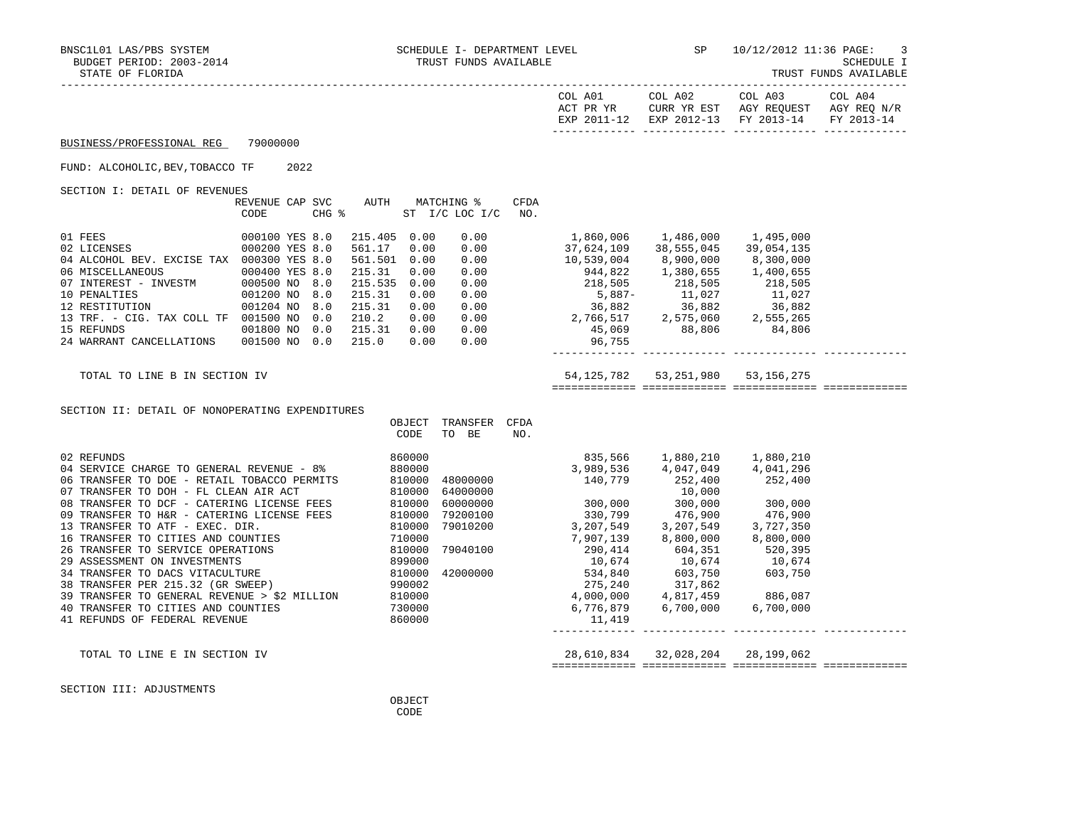BNSC1L01 LAS/PBS SYSTEM — SCHEDULE I- DEPARTMENT LEVEL — SP — 10/12/2012 11:36

BUDGET PERIOD: 2003-2014 — TRUST FUNDS AVAILABLE — SCHEDULE I

STATE OF FLORIDA — TRUST FUNDS AVAILABLE

## BUSINESS/PROFESSIONAL REG 79000000

### FUND: ALCOHOLIC,BEV,TOBACCO TF 2022

### SECTION I: DETAIL OF REVENUES

| | REVENUE CODE | CAP | SVC CHG % | AUTH | MATCHING % ST | I/C LOC I/C | CFDA NO. | COL A01 ACT PR YR EXP 2011-12 | COL A02 CURR YR EST EXP 2012-13 | COL A03 AGY REQUEST FY 2013-14 | COL A04 AGY REQ N/R FY 2013-14 |
|---|---|---|---|---|---|---|---|---|---|---|---|
| 01 FEES | 000100 | YES | 8.0 | 215.405 | 0.00 | 0.00 | | 1,860,006 | 1,486,000 | 1,495,000 | |
| 02 LICENSES | 000200 | YES | 8.0 | 561.17 | 0.00 | 0.00 | | 37,624,109 | 38,555,045 | 39,054,135 | |
| 04 ALCOHOL BEV. EXCISE TAX | 000300 | YES | 8.0 | 561.501 | 0.00 | 0.00 | | 10,539,004 | 8,900,000 | 8,300,000 | |
| 06 MISCELLANEOUS | 000400 | YES | 8.0 | 215.31 | 0.00 | 0.00 | | 944,822 | 1,380,655 | 1,400,655 | |
| 07 INTEREST - INVESTM | 000500 | NO | 8.0 | 215.535 | 0.00 | 0.00 | | 218,505 | 218,505 | 218,505 | |
| 10 PENALTIES | 001200 | NO | 8.0 | 215.31 | 0.00 | 0.00 | | 5,887- | 11,027 | 11,027 | |
| 12 RESTITUTION | 001204 | NO | 8.0 | 215.31 | 0.00 | 0.00 | | 36,882 | 36,882 | 36,882 | |
| 13 TRF. - CIG. TAX COLL TF | 001500 | NO | 0.0 | 210.2 | 0.00 | 0.00 | | 2,766,517 | 2,575,060 | 2,555,265 | |
| 15 REFUNDS | 001800 | NO | 0.0 | 215.31 | 0.00 | 0.00 | | 45,069 | 88,806 | 84,806 | |
| 24 WARRANT CANCELLATIONS | 001500 | NO | 0.0 | 215.0 | 0.00 | 0.00 | | 96,755 | | | |
| TOTAL TO LINE B IN SECTION IV | | | | | | | | 54,125,782 | 53,251,980 | 53,156,275 | |

### SECTION II: DETAIL OF NONOPERATING EXPENDITURES

| | OBJECT CODE | TRANSFER TO BE | CFDA NO. | COL A01 ACT PR YR EXP 2011-12 | COL A02 CURR YR EST EXP 2012-13 | COL A03 AGY REQUEST FY 2013-14 | COL A04 AGY REQ N/R FY 2013-14 |
|---|---|---|---|---|---|---|---|
| 02 REFUNDS | 860000 | | | 835,566 | 1,880,210 | 1,880,210 | |
| 04 SERVICE CHARGE TO GENERAL REVENUE - 8% | 880000 | | | 3,989,536 | 4,047,049 | 4,041,296 | |
| 06 TRANSFER TO DOE - RETAIL TOBACCO PERMITS | 810000 | 48000000 | | 140,779 | 252,400 | 252,400 | |
| 07 TRANSFER TO DOH - FL CLEAN AIR ACT | 810000 | 64000000 | | | 10,000 | | |
| 08 TRANSFER TO DCF - CATERING LICENSE FEES | 810000 | 60000000 | | 300,000 | 300,000 | 300,000 | |
| 09 TRANSFER TO H&R - CATERING LICENSE FEES | 810000 | 79200100 | | 330,799 | 476,900 | 476,900 | |
| 13 TRANSFER TO ATF - EXEC. DIR. | 810000 | 79010200 | | 3,207,549 | 3,207,549 | 3,727,350 | |
| 16 TRANSFER TO CITIES AND COUNTIES | 710000 | | | 7,907,139 | 8,800,000 | 8,800,000 | |
| 26 TRANSFER TO SERVICE OPERATIONS | 810000 | 79040100 | | 290,414 | 604,351 | 520,395 | |
| 29 ASSESSMENT ON INVESTMENTS | 899000 | | | 10,674 | 10,674 | 10,674 | |
| 34 TRANSFER TO DACS VITACULTURE | 810000 | 42000000 | | 534,840 | 603,750 | 603,750 | |
| 38 TRANSFER PER 215.32 (GR SWEEP) | 990002 | | | 275,240 | 317,862 | | |
| 39 TRANSFER TO GENERAL REVENUE > $2 MILLION | 810000 | | | 4,000,000 | 4,817,459 | 886,087 | |
| 40 TRANSFER TO CITIES AND COUNTIES | 730000 | | | 6,776,879 | 6,700,000 | 6,700,000 | |
| 41 REFUNDS OF FEDERAL REVENUE | 860000 | | | 11,419 | | | |
| TOTAL TO LINE E IN SECTION IV | | | | 28,610,834 | 32,028,204 | 28,199,062 | |

### SECTION III: ADJUSTMENTS

OBJECT CODE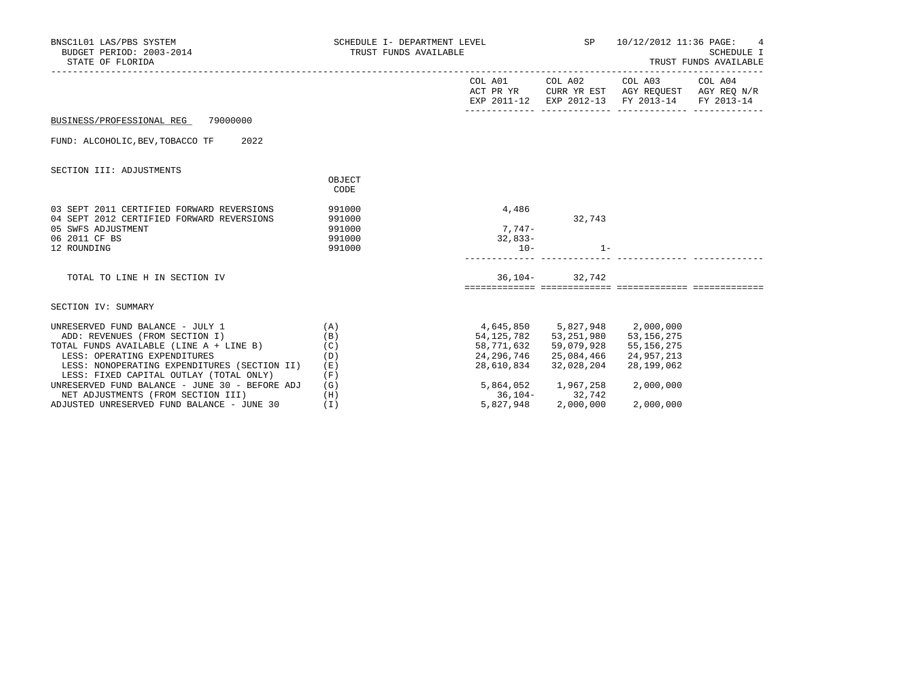BNSC1L01 LAS/PBS SYSTEM — SCHEDULE I- DEPARTMENT LEVEL — SP — 10/12/2012 11:36

BUDGET PERIOD: 2003-2014 — TRUST FUNDS AVAILABLE — SCHEDULE I

STATE OF FLORIDA — TRUST FUNDS AVAILABLE

BUSINESS/PROFESSIONAL REG 79000000

FUND: ALCOHOLIC,BEV,TOBACCO TF 2022

## SECTION III: ADJUSTMENTS

| | OBJECT CODE | COL A01 ACT PR YR EXP 2011-12 | COL A02 CURR YR EST EXP 2012-13 | COL A03 AGY REQUEST FY 2013-14 | COL A04 AGY REQ N/R FY 2013-14 |
|---|---|---|---|---|---|
| 03 SEPT 2011 CERTIFIED FORWARD REVERSIONS | 991000 | 4,486 | | | |
| 04 SEPT 2012 CERTIFIED FORWARD REVERSIONS | 991000 | | 32,743 | | |
| 05 SWFS ADJUSTMENT | 991000 | 7,747- | | | |
| 06 2011 CF BS | 991000 | 32,833- | | | |
| 12 ROUNDING | 991000 | 10- | 1- | | |
| TOTAL TO LINE H IN SECTION IV | | 36,104- | 32,742 | | |

## SECTION IV: SUMMARY

| | | COL A01 ACT PR YR EXP 2011-12 | COL A02 CURR YR EST EXP 2012-13 | COL A03 AGY REQUEST FY 2013-14 | COL A04 AGY REQ N/R FY 2013-14 |
|---|---|---|---|---|---|
| UNRESERVED FUND BALANCE - JULY 1 | (A) | 4,645,850 | 5,827,948 | 2,000,000 | |
| ADD: REVENUES (FROM SECTION I) | (B) | 54,125,782 | 53,251,980 | 53,156,275 | |
| TOTAL FUNDS AVAILABLE (LINE A + LINE B) | (C) | 58,771,632 | 59,079,928 | 55,156,275 | |
| LESS: OPERATING EXPENDITURES | (D) | 24,296,746 | 25,084,466 | 24,957,213 | |
| LESS: NONOPERATING EXPENDITURES (SECTION II) | (E) | 28,610,834 | 32,028,204 | 28,199,062 | |
| LESS: FIXED CAPITAL OUTLAY (TOTAL ONLY) | (F) | | | | |
| UNRESERVED FUND BALANCE - JUNE 30 - BEFORE ADJ | (G) | 5,864,052 | 1,967,258 | 2,000,000 | |
| NET ADJUSTMENTS (FROM SECTION III) | (H) | 36,104- | 32,742 | | |
| ADJUSTED UNRESERVED FUND BALANCE - JUNE 30 | (I) | 5,827,948 | 2,000,000 | 2,000,000 | |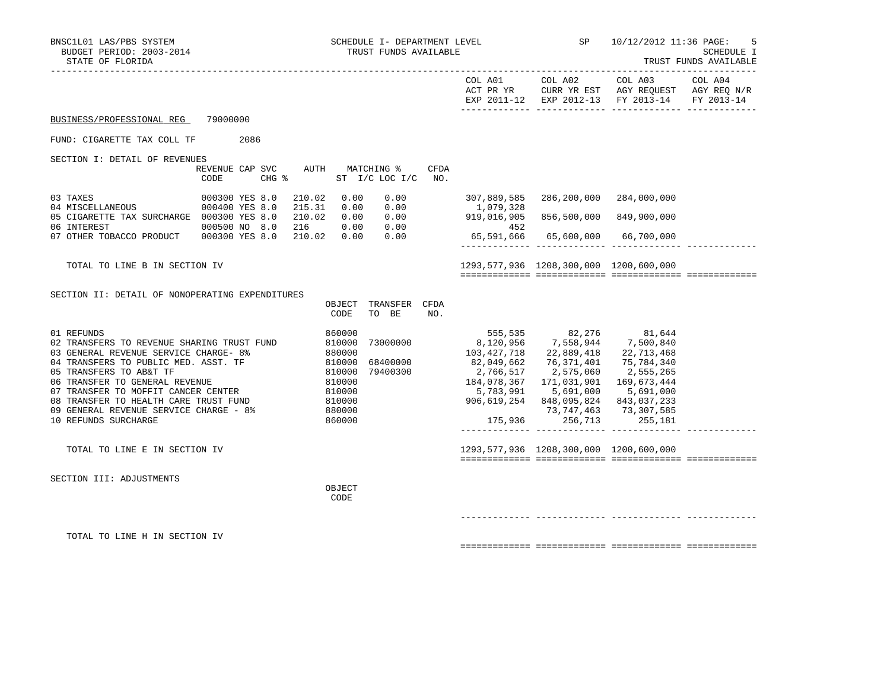BNSC1L01 LAS/PBS SYSTEM — SCHEDULE I- DEPARTMENT LEVEL — SP 10/12/2012 11:36

BUDGET PERIOD: 2003-2014 — TRUST FUNDS AVAILABLE — SCHEDULE I

STATE OF FLORIDA — TRUST FUNDS AVAILABLE

**BUSINESS/PROFESSIONAL REG** 79000000

FUND: CIGARETTE TAX COLL TF 2086

## SECTION I: DETAIL OF REVENUES

| | REVENUE CODE | CAP | SVC CHG % | AUTH | MATCHING % ST I/C | LOC I/C | CFDA NO. | COL A01 ACT PR YR EXP 2011-12 | COL A02 CURR YR EST EXP 2012-13 | COL A03 AGY REQUEST FY 2013-14 | COL A04 AGY REQ N/R FY 2013-14 |
|---|---|---|---|---|---|---|---|---|---|---|---|
| 03 TAXES | 000300 | YES | 8.0 | 210.02 | 0.00 | 0.00 | | 307,889,585 | 286,200,000 | 284,000,000 | |
| 04 MISCELLANEOUS | 000400 | YES | 8.0 | 215.31 | 0.00 | 0.00 | | 1,079,328 | | | |
| 05 CIGARETTE TAX SURCHARGE | 000300 | YES | 8.0 | 210.02 | 0.00 | 0.00 | | 919,016,905 | 856,500,000 | 849,900,000 | |
| 06 INTEREST | 000500 | NO | 8.0 | 216 | 0.00 | 0.00 | | 452 | | | |
| 07 OTHER TOBACCO PRODUCT | 000300 | YES | 8.0 | 210.02 | 0.00 | 0.00 | | 65,591,666 | 65,600,000 | 66,700,000 | |
| TOTAL TO LINE B IN SECTION IV | | | | | | | | 1293,577,936 | 1208,300,000 | 1200,600,000 | |

## SECTION II: DETAIL OF NONOPERATING EXPENDITURES

| | OBJECT CODE | TRANSFER TO BE | CFDA NO. | COL A01 | COL A02 | COL A03 | COL A04 |
|---|---|---|---|---|---|---|---|
| 01 REFUNDS | 860000 | | | 555,535 | 82,276 | 81,644 | |
| 02 TRANSFERS TO REVENUE SHARING TRUST FUND | 810000 | 73000000 | | 8,120,956 | 7,558,944 | 7,500,840 | |
| 03 GENERAL REVENUE SERVICE CHARGE- 8% | 880000 | | | 103,427,718 | 22,889,418 | 22,713,468 | |
| 04 TRANSFERS TO PUBLIC MED. ASST. TF | 810000 | 68400000 | | 82,049,662 | 76,371,401 | 75,784,340 | |
| 05 TRANSFERS TO AB&T TF | 810000 | 79400300 | | 2,766,517 | 2,575,060 | 2,555,265 | |
| 06 TRANSFER TO GENERAL REVENUE | 810000 | | | 184,078,367 | 171,031,901 | 169,673,444 | |
| 07 TRANSFER TO MOFFIT CANCER CENTER | 810000 | | | 5,783,991 | 5,691,000 | 5,691,000 | |
| 08 TRANSFER TO HEALTH CARE TRUST FUND | 810000 | | | 906,619,254 | 848,095,824 | 843,037,233 | |
| 09 GENERAL REVENUE SERVICE CHARGE - 8% | 880000 | | | | 73,747,463 | 73,307,585 | |
| 10 REFUNDS SURCHARGE | 860000 | | | 175,936 | 256,713 | 255,181 | |
| TOTAL TO LINE E IN SECTION IV | | | | 1293,577,936 | 1208,300,000 | 1200,600,000 | |

## SECTION III: ADJUSTMENTS

| | OBJECT CODE | COL A01 | COL A02 | COL A03 | COL A04 |
|---|---|---|---|---|---|
| TOTAL TO LINE H IN SECTION IV | | | | | |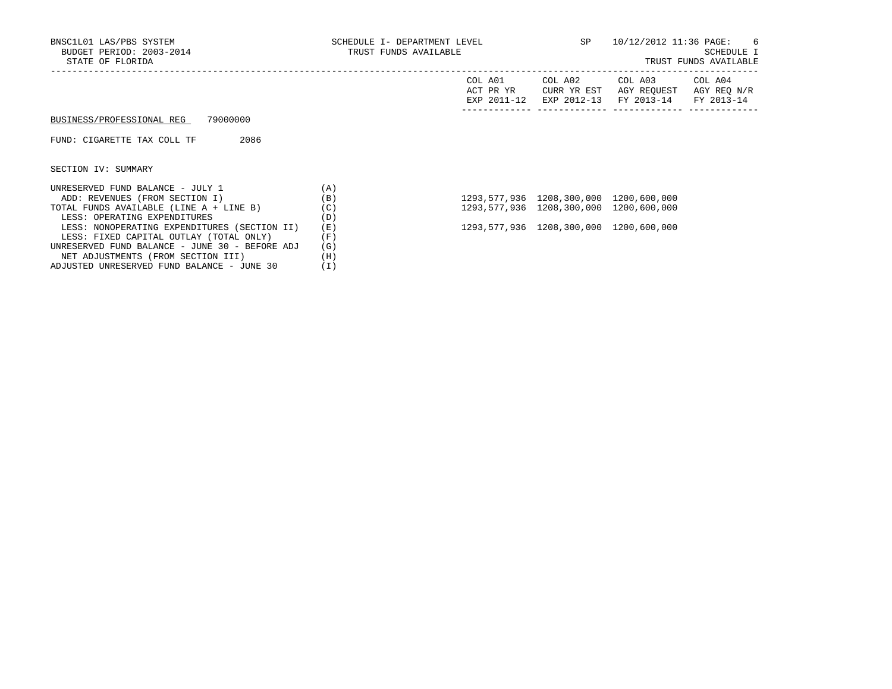BNSC1L01 LAS/PBS SYSTEM
BUDGET PERIOD: 2003-2014
STATE OF FLORIDA

SCHEDULE I- DEPARTMENT LEVEL
TRUST FUNDS AVAILABLE

SP 10/12/2012 11:36 PAGE: 6
SCHEDULE I
TRUST FUNDS AVAILABLE

BUSINESS/PROFESSIONAL REG 79000000

FUND: CIGARETTE TAX COLL TF 2086

SECTION IV: SUMMARY

| | | COL A01 ACT PR YR EXP 2011-12 | COL A02 CURR YR EST EXP 2012-13 | COL A03 AGY REQUEST FY 2013-14 | COL A04 AGY REQ N/R FY 2013-14 |
|---|---|---|---|---|---|
| UNRESERVED FUND BALANCE - JULY 1 | (A) | | | | |
| ADD: REVENUES (FROM SECTION I) | (B) | 1293,577,936 | 1208,300,000 | 1200,600,000 | |
| TOTAL FUNDS AVAILABLE (LINE A + LINE B) | (C) | 1293,577,936 | 1208,300,000 | 1200,600,000 | |
| LESS: OPERATING EXPENDITURES | (D) | | | | |
| LESS: NONOPERATING EXPENDITURES (SECTION II) | (E) | 1293,577,936 | 1208,300,000 | 1200,600,000 | |
| LESS: FIXED CAPITAL OUTLAY (TOTAL ONLY) | (F) | | | | |
| UNRESERVED FUND BALANCE - JUNE 30 - BEFORE ADJ | (G) | | | | |
| NET ADJUSTMENTS (FROM SECTION III) | (H) | | | | |
| ADJUSTED UNRESERVED FUND BALANCE - JUNE 30 | (I) | | | | |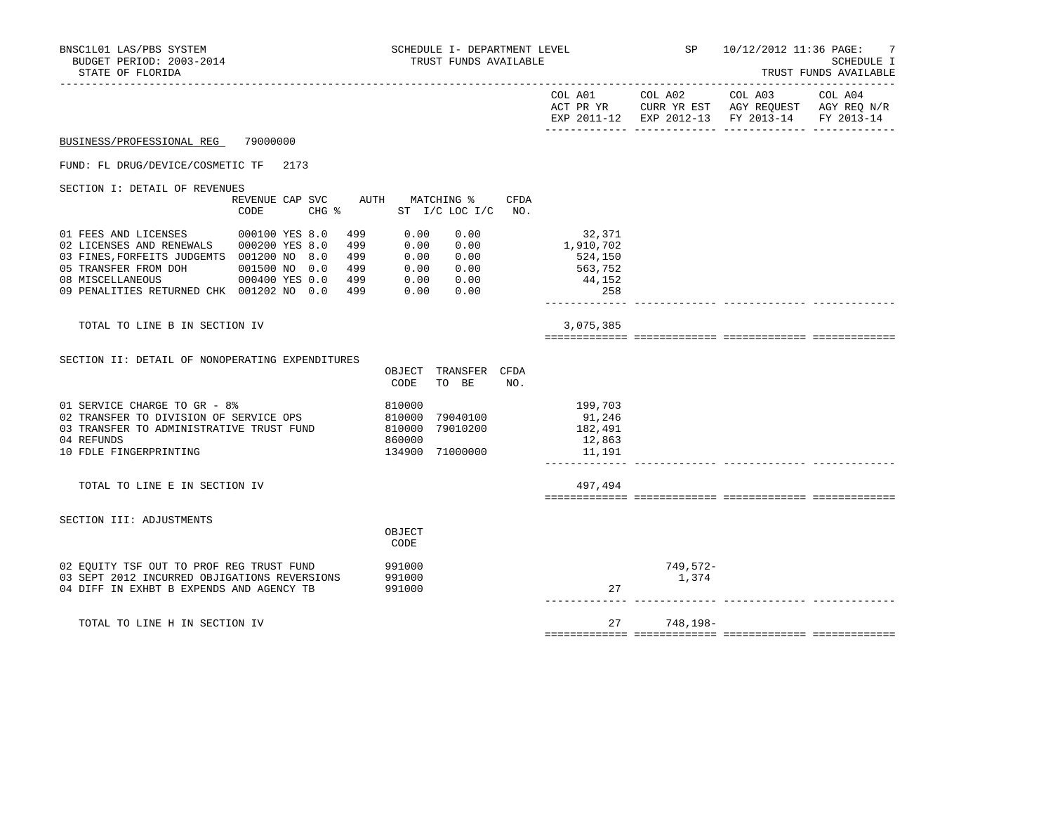BNSC1L01 LAS/PBS SYSTEM — BUDGET PERIOD: 2003-2014 — STATE OF FLORIDA

SCHEDULE I- DEPARTMENT LEVEL — TRUST FUNDS AVAILABLE

SP 10/12/2012 11:36 — SCHEDULE I — TRUST FUNDS AVAILABLE

BUSINESS/PROFESSIONAL REG 79000000

FUND: FL DRUG/DEVICE/COSMETIC TF 2173

## SECTION I: DETAIL OF REVENUES

| | REVENUE CODE | CAP | SVC CHG % | AUTH | MATCHING % ST I/C | LOC I/C | CFDA NO. | COL A01 ACT PR YR EXP 2011-12 | COL A02 CURR YR EST EXP 2012-13 | COL A03 AGY REQUEST FY 2013-14 | COL A04 AGY REQ N/R FY 2013-14 |
|---|---|---|---|---|---|---|---|---|---|---|---|
| 01 FEES AND LICENSES | 000100 | YES | 8.0 | 499 | 0.00 | 0.00 | | 32,371 | | | |
| 02 LICENSES AND RENEWALS | 000200 | YES | 8.0 | 499 | 0.00 | 0.00 | | 1,910,702 | | | |
| 03 FINES,FORFEITS JUDGEMTS | 001200 | NO | 8.0 | 499 | 0.00 | 0.00 | | 524,150 | | | |
| 05 TRANSFER FROM DOH | 001500 | NO | 0.0 | 499 | 0.00 | 0.00 | | 563,752 | | | |
| 08 MISCELLANEOUS | 000400 | YES | 0.0 | 499 | 0.00 | 0.00 | | 44,152 | | | |
| 09 PENALITIES RETURNED CHK | 001202 | NO | 0.0 | 499 | 0.00 | 0.00 | | 258 | | | |
| TOTAL TO LINE B IN SECTION IV | | | | | | | | 3,075,385 | | | |

## SECTION II: DETAIL OF NONOPERATING EXPENDITURES

| | OBJECT CODE | TRANSFER TO BE | CFDA NO. | COL A01 | COL A02 | COL A03 | COL A04 |
|---|---|---|---|---|---|---|---|
| 01 SERVICE CHARGE TO GR - 8% | 810000 | | | 199,703 | | | |
| 02 TRANSFER TO DIVISION OF SERVICE OPS | 810000 | 79040100 | | 91,246 | | | |
| 03 TRANSFER TO ADMINISTRATIVE TRUST FUND | 810000 | 79010200 | | 182,491 | | | |
| 04 REFUNDS | 860000 | | | 12,863 | | | |
| 10 FDLE FINGERPRINTING | 134900 | 71000000 | | 11,191 | | | |
| TOTAL TO LINE E IN SECTION IV | | | | 497,494 | | | |

## SECTION III: ADJUSTMENTS

| | OBJECT CODE | COL A01 | COL A02 | COL A03 | COL A04 |
|---|---|---|---|---|---|
| 02 EQUITY TSF OUT TO PROF REG TRUST FUND | 991000 | | 749,572- | | |
| 03 SEPT 2012 INCURRED OBJIGATIONS REVERSIONS | 991000 | | 1,374 | | |
| 04 DIFF IN EXHBT B EXPENDS AND AGENCY TB | 991000 | 27 | | | |
| TOTAL TO LINE H IN SECTION IV | | 27 | 748,198- | | |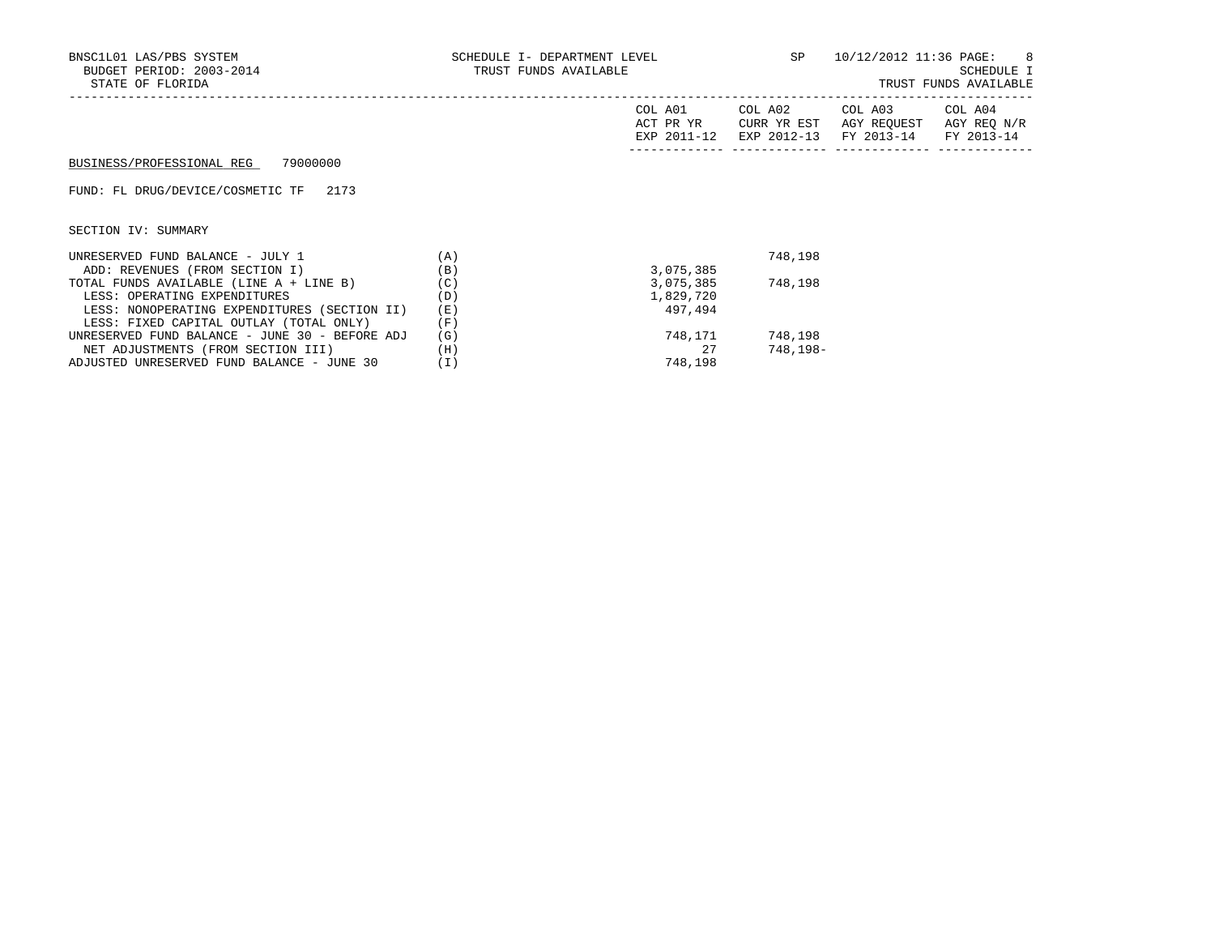BNSC1L01 LAS/PBS SYSTEM — SCHEDULE I- DEPARTMENT LEVEL — SP — 10/12/2012 11:36

BUDGET PERIOD: 2003-2014 — TRUST FUNDS AVAILABLE — SCHEDULE I

STATE OF FLORIDA — TRUST FUNDS AVAILABLE

BUSINESS/PROFESSIONAL REG 79000000

FUND: FL DRUG/DEVICE/COSMETIC TF 2173

SECTION IV: SUMMARY

| | | COL A01 ACT PR YR EXP 2011-12 | COL A02 CURR YR EST EXP 2012-13 | COL A03 AGY REQUEST FY 2013-14 | COL A04 AGY REQ N/R FY 2013-14 |
|---|---|---|---|---|---|
| UNRESERVED FUND BALANCE - JULY 1 | (A) | | 748,198 | | |
| ADD: REVENUES (FROM SECTION I) | (B) | 3,075,385 | | | |
| TOTAL FUNDS AVAILABLE (LINE A + LINE B) | (C) | 3,075,385 | 748,198 | | |
| LESS: OPERATING EXPENDITURES | (D) | 1,829,720 | | | |
| LESS: NONOPERATING EXPENDITURES (SECTION II) | (E) | 497,494 | | | |
| LESS: FIXED CAPITAL OUTLAY (TOTAL ONLY) | (F) | | | | |
| UNRESERVED FUND BALANCE - JUNE 30 - BEFORE ADJ | (G) | 748,171 | 748,198 | | |
| NET ADJUSTMENTS (FROM SECTION III) | (H) | 27 | 748,198- | | |
| ADJUSTED UNRESERVED FUND BALANCE - JUNE 30 | (I) | 748,198 | | | |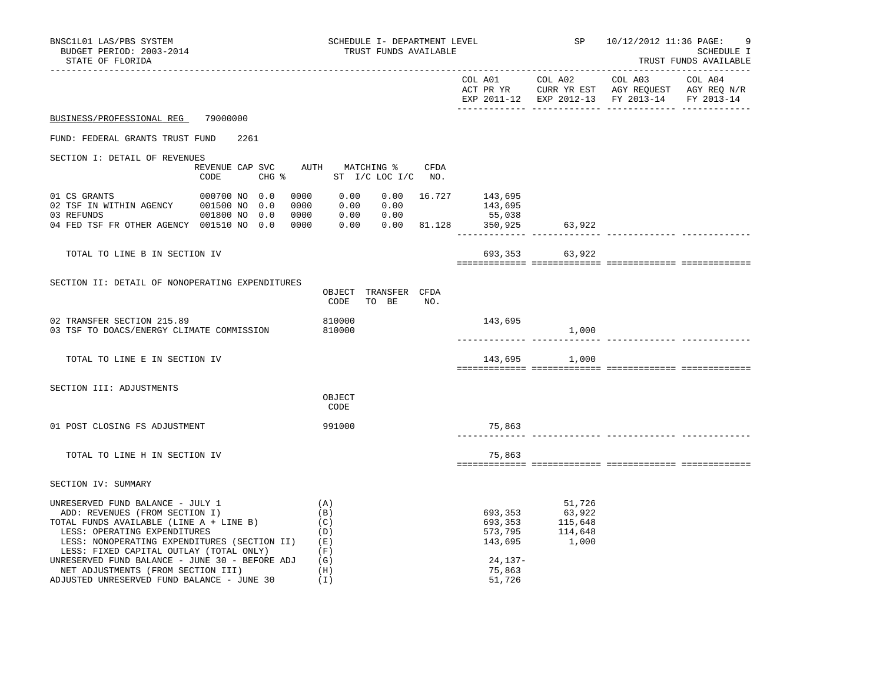BNSC1L01 LAS/PBS SYSTEM — SCHEDULE I- DEPARTMENT LEVEL — SP 10/12/2012 11:36

BUDGET PERIOD: 2003-2014 — TRUST FUNDS AVAILABLE — SCHEDULE I

STATE OF FLORIDA — TRUST FUNDS AVAILABLE

## BUSINESS/PROFESSIONAL REG 79000000

### FUND: FEDERAL GRANTS TRUST FUND 2261

#### SECTION I: DETAIL OF REVENUES

| | REVENUE CODE | CAP | SVC CHG % | AUTH ST | MATCHING % I/C | LOC I/C | CFDA NO. | COL A01 ACT PR YR EXP 2011-12 | COL A02 CURR YR EST EXP 2012-13 | COL A03 AGY REQUEST FY 2013-14 | COL A04 AGY REQ N/R FY 2013-14 |
|---|---|---|---|---|---|---|---|---|---|---|---|
| 01 CS GRANTS | 000700 | NO | 0.0 | 0000 | 0.00 | 0.00 | 16.727 | 143,695 | | | |
| 02 TSF IN WITHIN AGENCY | 001500 | NO | 0.0 | 0000 | 0.00 | 0.00 | | 143,695 | | | |
| 03 REFUNDS | 001800 | NO | 0.0 | 0000 | 0.00 | 0.00 | | 55,038 | | | |
| 04 FED TSF FR OTHER AGENCY | 001510 | NO | 0.0 | 0000 | 0.00 | 0.00 | 81.128 | 350,925 | 63,922 | | |
| TOTAL TO LINE B IN SECTION IV | | | | | | | | 693,353 | 63,922 | | |

#### SECTION II: DETAIL OF NONOPERATING EXPENDITURES

| | OBJECT CODE | TRANSFER TO BE | CFDA NO. | COL A01 ACT PR YR EXP 2011-12 | COL A02 CURR YR EST EXP 2012-13 | COL A03 AGY REQUEST FY 2013-14 | COL A04 AGY REQ N/R FY 2013-14 |
|---|---|---|---|---|---|---|---|
| 02 TRANSFER SECTION 215.89 | 810000 | | | 143,695 | | | |
| 03 TSF TO DOACS/ENERGY CLIMATE COMMISSION | 810000 | | | | 1,000 | | |
| TOTAL TO LINE E IN SECTION IV | | | | 143,695 | 1,000 | | |

#### SECTION III: ADJUSTMENTS

| | OBJECT CODE | COL A01 ACT PR YR EXP 2011-12 | COL A02 CURR YR EST EXP 2012-13 | COL A03 AGY REQUEST FY 2013-14 | COL A04 AGY REQ N/R FY 2013-14 |
|---|---|---|---|---|---|
| 01 POST CLOSING FS ADJUSTMENT | 991000 | 75,863 | | | |
| TOTAL TO LINE H IN SECTION IV | | 75,863 | | | |

#### SECTION IV: SUMMARY

| | | COL A01 ACT PR YR EXP 2011-12 | COL A02 CURR YR EST EXP 2012-13 | COL A03 AGY REQUEST FY 2013-14 | COL A04 AGY REQ N/R FY 2013-14 |
|---|---|---|---|---|---|
| UNRESERVED FUND BALANCE - JULY 1 | (A) | | 51,726 | | |
| ADD: REVENUES (FROM SECTION I) | (B) | 693,353 | 63,922 | | |
| TOTAL FUNDS AVAILABLE (LINE A + LINE B) | (C) | 693,353 | 115,648 | | |
| LESS: OPERATING EXPENDITURES | (D) | 573,795 | 114,648 | | |
| LESS: NONOPERATING EXPENDITURES (SECTION II) | (E) | 143,695 | 1,000 | | |
| LESS: FIXED CAPITAL OUTLAY (TOTAL ONLY) | (F) | | | | |
| UNRESERVED FUND BALANCE - JUNE 30 - BEFORE ADJ | (G) | 24,137- | | | |
| NET ADJUSTMENTS (FROM SECTION III) | (H) | 75,863 | | | |
| ADJUSTED UNRESERVED FUND BALANCE - JUNE 30 | (I) | 51,726 | | | |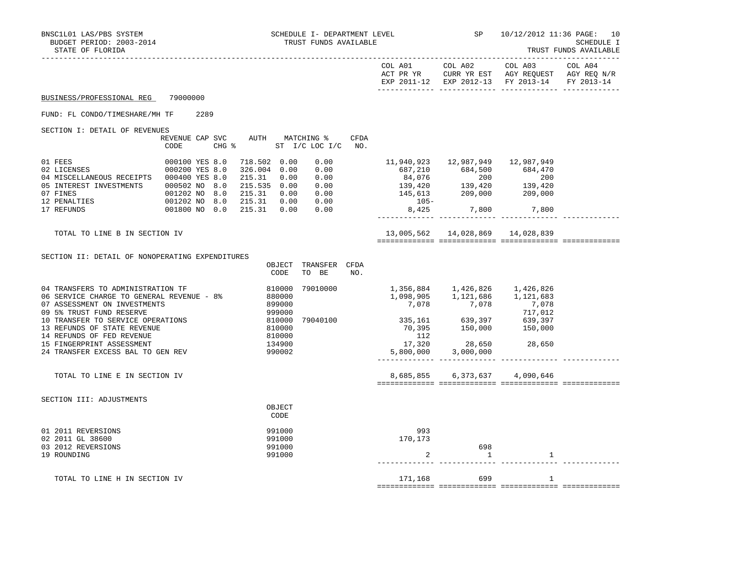BNSC1L01 LAS/PBS SYSTEM — SCHEDULE I- DEPARTMENT LEVEL — SP 10/12/2012 11:36
BUDGET PERIOD: 2003-2014 — TRUST FUNDS AVAILABLE — SCHEDULE I
STATE OF FLORIDA — TRUST FUNDS AVAILABLE

| | COL A01 ACT PR YR EXP 2011-12 | COL A02 CURR YR EST EXP 2012-13 | COL A03 AGY REQUEST FY 2013-14 | COL A04 AGY REQ N/R FY 2013-14 |
|---|---|---|---|---|

BUSINESS/PROFESSIONAL REG 79000000

FUND: FL CONDO/TIMESHARE/MH TF 2289

## SECTION I: DETAIL OF REVENUES

| | REVENUE CODE | CAP | SVC CHG % | AUTH | MATCHING % ST I/C | LOC I/C | CFDA NO. | COL A01 | COL A02 | COL A03 | COL A04 |
|---|---|---|---|---|---|---|---|---|---|---|---|
| 01 FEES | 000100 | YES | 8.0 | 718.502 | 0.00 | 0.00 | | 11,940,923 | 12,987,949 | 12,987,949 | |
| 02 LICENSES | 000200 | YES | 8.0 | 326.004 | 0.00 | 0.00 | | 687,210 | 684,500 | 684,470 | |
| 04 MISCELLANEOUS RECEIPTS | 000400 | YES | 8.0 | 215.31 | 0.00 | 0.00 | | 84,076 | 200 | 200 | |
| 05 INTEREST INVESTMENTS | 000502 | NO | 8.0 | 215.535 | 0.00 | 0.00 | | 139,420 | 139,420 | 139,420 | |
| 07 FINES | 001202 | NO | 8.0 | 215.31 | 0.00 | 0.00 | | 145,613 | 209,000 | 209,000 | |
| 12 PENALTIES | 001202 | NO | 8.0 | 215.31 | 0.00 | 0.00 | | 105- | | | |
| 17 REFUNDS | 001800 | NO | 0.0 | 215.31 | 0.00 | 0.00 | | 8,425 | 7,800 | 7,800 | |
| TOTAL TO LINE B IN SECTION IV | | | | | | | | 13,005,562 | 14,028,869 | 14,028,839 | |

## SECTION II: DETAIL OF NONOPERATING EXPENDITURES

| | OBJECT CODE | TRANSFER TO BE | CFDA NO. | COL A01 | COL A02 | COL A03 | COL A04 |
|---|---|---|---|---|---|---|---|
| 04 TRANSFERS TO ADMINISTRATION TF | 810000 | 79010000 | | 1,356,884 | 1,426,826 | 1,426,826 | |
| 06 SERVICE CHARGE TO GENERAL REVENUE - 8% | 880000 | | | 1,098,905 | 1,121,686 | 1,121,683 | |
| 07 ASSESSMENT ON INVESTMENTS | 899000 | | | 7,078 | 7,078 | 7,078 | |
| 09 5% TRUST FUND RESERVE | 999000 | | | | | 717,012 | |
| 10 TRANSFER TO SERVICE OPERATIONS | 810000 | 79040100 | | 335,161 | 639,397 | 639,397 | |
| 13 REFUNDS OF STATE REVENUE | 810000 | | | 70,395 | 150,000 | 150,000 | |
| 14 REFUNDS OF FED REVENUE | 810000 | | | 112 | | | |
| 15 FINGERPRINT ASSESSMENT | 134900 | | | 17,320 | 28,650 | 28,650 | |
| 24 TRANSFER EXCESS BAL TO GEN REV | 990002 | | | 5,800,000 | 3,000,000 | | |
| TOTAL TO LINE E IN SECTION IV | | | | 8,685,855 | 6,373,637 | 4,090,646 | |

## SECTION III: ADJUSTMENTS

| | OBJECT CODE | COL A01 | COL A02 | COL A03 | COL A04 |
|---|---|---|---|---|---|
| 01 2011 REVERSIONS | 991000 | 993 | | | |
| 02 2011 GL 38600 | 991000 | 170,173 | | | |
| 03 2012 REVERSIONS | 991000 | | 698 | | |
| 19 ROUNDING | 991000 | 2 | 1 | 1 | |
| TOTAL TO LINE H IN SECTION IV | | 171,168 | 699 | 1 | |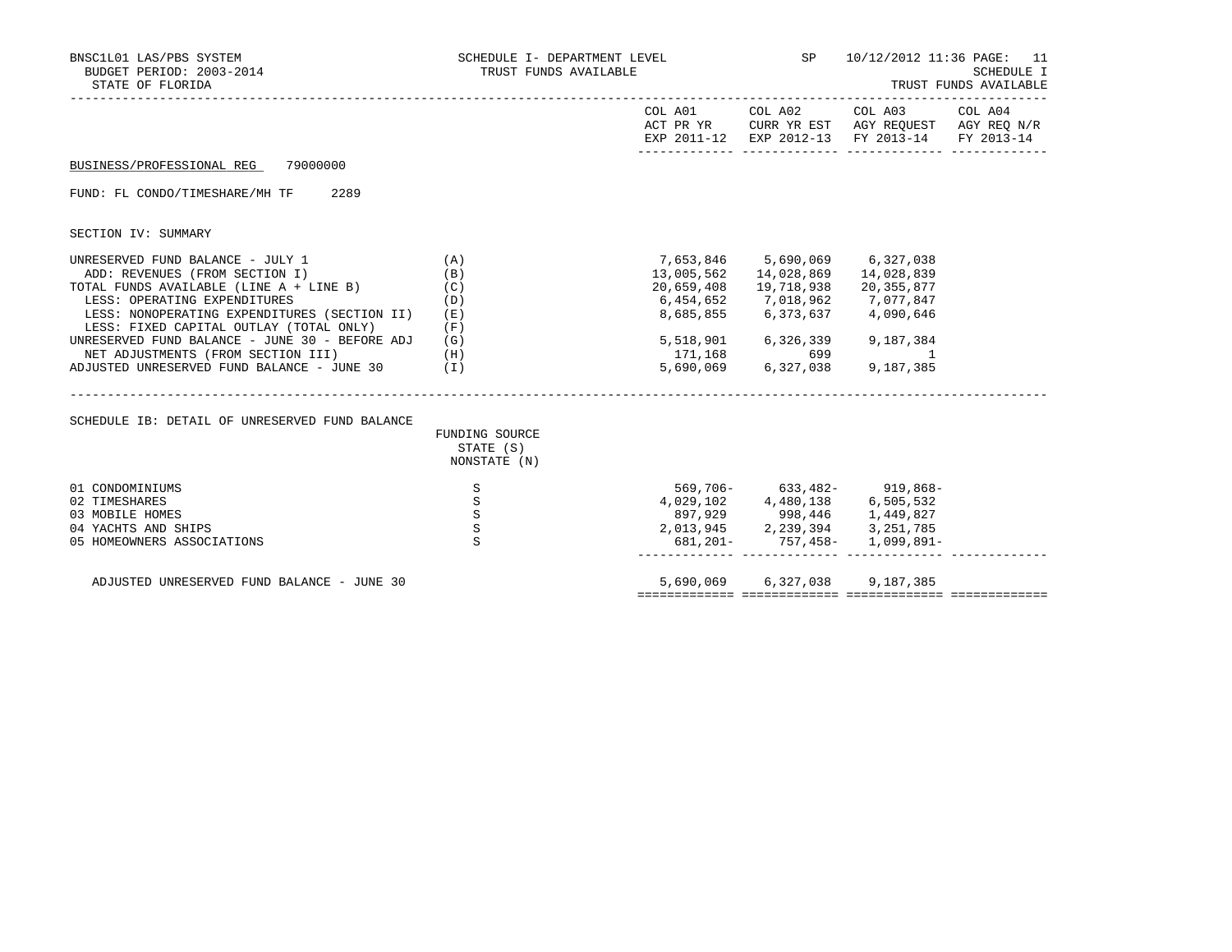BNSC1L01 LAS/PBS SYSTEM — SCHEDULE I- DEPARTMENT LEVEL — TRUST FUNDS AVAILABLE — SP 10/12/2012 11:36

BUDGET PERIOD: 2003-2014

STATE OF FLORIDA

SCHEDULE I — TRUST FUNDS AVAILABLE

BUSINESS/PROFESSIONAL REG 79000000

FUND: FL CONDO/TIMESHARE/MH TF 2289

SECTION IV: SUMMARY

| | | COL A01 ACT PR YR EXP 2011-12 | COL A02 CURR YR EST EXP 2012-13 | COL A03 AGY REQUEST FY 2013-14 | COL A04 AGY REQ N/R FY 2013-14 |
|---|---|---|---|---|---|
| UNRESERVED FUND BALANCE - JULY 1 | (A) | 7,653,846 | 5,690,069 | 6,327,038 | |
| ADD: REVENUES (FROM SECTION I) | (B) | 13,005,562 | 14,028,869 | 14,028,839 | |
| TOTAL FUNDS AVAILABLE (LINE A + LINE B) | (C) | 20,659,408 | 19,718,938 | 20,355,877 | |
| LESS: OPERATING EXPENDITURES | (D) | 6,454,652 | 7,018,962 | 7,077,847 | |
| LESS: NONOPERATING EXPENDITURES (SECTION II) | (E) | 8,685,855 | 6,373,637 | 4,090,646 | |
| LESS: FIXED CAPITAL OUTLAY (TOTAL ONLY) | (F) | | | | |
| UNRESERVED FUND BALANCE - JUNE 30 - BEFORE ADJ | (G) | 5,518,901 | 6,326,339 | 9,187,384 | |
| NET ADJUSTMENTS (FROM SECTION III) | (H) | 171,168 | 699 | 1 | |
| ADJUSTED UNRESERVED FUND BALANCE - JUNE 30 | (I) | 5,690,069 | 6,327,038 | 9,187,385 | |

SCHEDULE IB: DETAIL OF UNRESERVED FUND BALANCE

| | FUNDING SOURCE STATE (S) NONSTATE (N) | COL A01 | COL A02 | COL A03 | COL A04 |
|---|---|---|---|---|---|
| 01 CONDOMINIUMS | S | 569,706- | 633,482- | 919,868- | |
| 02 TIMESHARES | S | 4,029,102 | 4,480,138 | 6,505,532 | |
| 03 MOBILE HOMES | S | 897,929 | 998,446 | 1,449,827 | |
| 04 YACHTS AND SHIPS | S | 2,013,945 | 2,239,394 | 3,251,785 | |
| 05 HOMEOWNERS ASSOCIATIONS | S | 681,201- | 757,458- | 1,099,891- | |
| ADJUSTED UNRESERVED FUND BALANCE - JUNE 30 | | 5,690,069 | 6,327,038 | 9,187,385 | |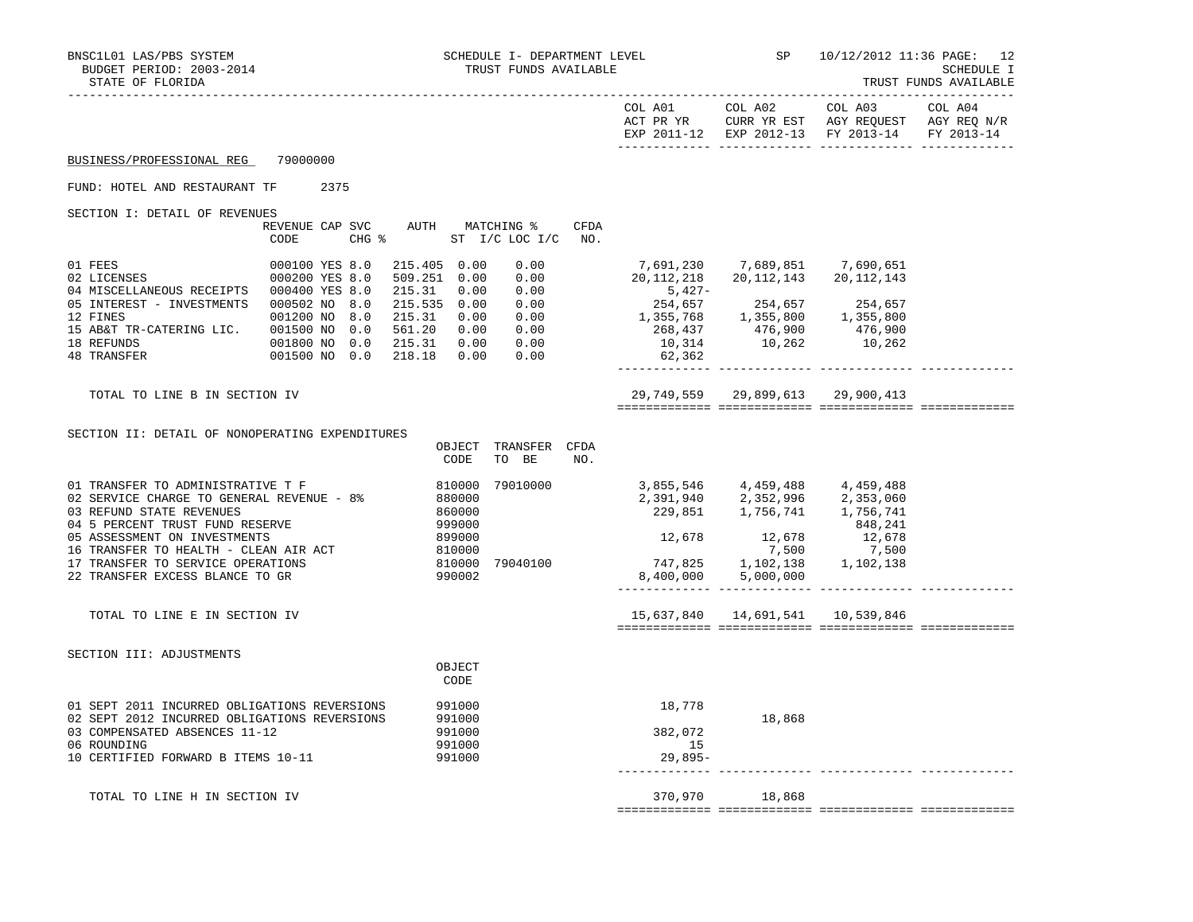BNSC1L01 LAS/PBS SYSTEM — SCHEDULE I- DEPARTMENT LEVEL — SP 10/12/2012 11:36

BUDGET PERIOD: 2003-2014 — TRUST FUNDS AVAILABLE — SCHEDULE I

STATE OF FLORIDA — TRUST FUNDS AVAILABLE

**BUSINESS/PROFESSIONAL REG 79000000**

FUND: HOTEL AND RESTAURANT TF 2375

## SECTION I: DETAIL OF REVENUES

| | REVENUE CODE | CAP | SVC CHG % | AUTH | MATCHING % ST I/C | LOC I/C | CFDA NO. | COL A01 ACT PR YR EXP 2011-12 | COL A02 CURR YR EST EXP 2012-13 | COL A03 AGY REQUEST FY 2013-14 | COL A04 AGY REQ N/R FY 2013-14 |
|---|---|---|---|---|---|---|---|---|---|---|---|
| 01 FEES | 000100 | YES | 8.0 | 215.405 | 0.00 | 0.00 | | 7,691,230 | 7,689,851 | 7,690,651 | |
| 02 LICENSES | 000200 | YES | 8.0 | 509.251 | 0.00 | 0.00 | | 20,112,218 | 20,112,143 | 20,112,143 | |
| 04 MISCELLANEOUS RECEIPTS | 000400 | YES | 8.0 | 215.31 | 0.00 | 0.00 | | 5,427- | | | |
| 05 INTEREST - INVESTMENTS | 000502 | NO | 8.0 | 215.535 | 0.00 | 0.00 | | 254,657 | 254,657 | 254,657 | |
| 12 FINES | 001200 | NO | 8.0 | 215.31 | 0.00 | 0.00 | | 1,355,768 | 1,355,800 | 1,355,800 | |
| 15 AB&T TR-CATERING LIC. | 001500 | NO | 0.0 | 561.20 | 0.00 | 0.00 | | 268,437 | 476,900 | 476,900 | |
| 18 REFUNDS | 001800 | NO | 0.0 | 215.31 | 0.00 | 0.00 | | 10,314 | 10,262 | 10,262 | |
| 48 TRANSFER | 001500 | NO | 0.0 | 218.18 | 0.00 | 0.00 | | 62,362 | | | |
| TOTAL TO LINE B IN SECTION IV | | | | | | | | 29,749,559 | 29,899,613 | 29,900,413 | |

## SECTION II: DETAIL OF NONOPERATING EXPENDITURES

| | OBJECT CODE | TRANSFER TO BE | CFDA NO. | COL A01 ACT PR YR EXP 2011-12 | COL A02 CURR YR EST EXP 2012-13 | COL A03 AGY REQUEST FY 2013-14 | COL A04 AGY REQ N/R FY 2013-14 |
|---|---|---|---|---|---|---|---|
| 01 TRANSFER TO ADMINISTRATIVE T F | 810000 | 79010000 | | 3,855,546 | 4,459,488 | 4,459,488 | |
| 02 SERVICE CHARGE TO GENERAL REVENUE - 8% | 880000 | | | 2,391,940 | 2,352,996 | 2,353,060 | |
| 03 REFUND STATE REVENUES | 860000 | | | 229,851 | 1,756,741 | 1,756,741 | |
| 04 5 PERCENT TRUST FUND RESERVE | 999000 | | | | | 848,241 | |
| 05 ASSESSMENT ON INVESTMENTS | 899000 | | | 12,678 | 12,678 | 12,678 | |
| 16 TRANSFER TO HEALTH - CLEAN AIR ACT | 810000 | | | | 7,500 | 7,500 | |
| 17 TRANSFER TO SERVICE OPERATIONS | 810000 | 79040100 | | 747,825 | 1,102,138 | 1,102,138 | |
| 22 TRANSFER EXCESS BLANCE TO GR | 990002 | | | 8,400,000 | 5,000,000 | | |
| TOTAL TO LINE E IN SECTION IV | | | | 15,637,840 | 14,691,541 | 10,539,846 | |

## SECTION III: ADJUSTMENTS

| | OBJECT CODE | COL A01 ACT PR YR EXP 2011-12 | COL A02 CURR YR EST EXP 2012-13 | COL A03 AGY REQUEST FY 2013-14 | COL A04 AGY REQ N/R FY 2013-14 |
|---|---|---|---|---|---|
| 01 SEPT 2011 INCURRED OBLIGATIONS REVERSIONS | 991000 | 18,778 | | | |
| 02 SEPT 2012 INCURRED OBLIGATIONS REVERSIONS | 991000 | | 18,868 | | |
| 03 COMPENSATED ABSENCES 11-12 | 991000 | 382,072 | | | |
| 06 ROUNDING | 991000 | 15 | | | |
| 10 CERTIFIED FORWARD B ITEMS 10-11 | 991000 | 29,895- | | | |
| TOTAL TO LINE H IN SECTION IV | | 370,970 | 18,868 | | |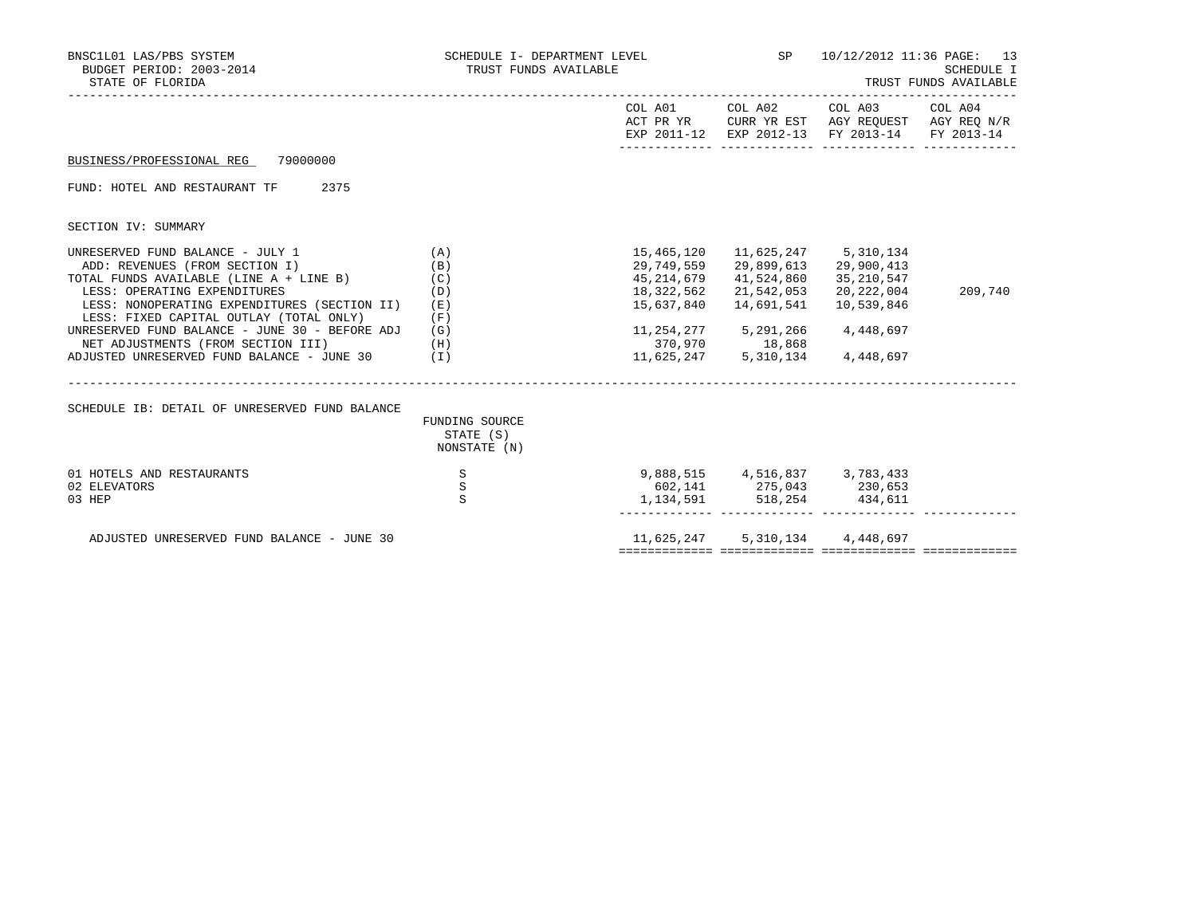BNSC1L01 LAS/PBS SYSTEM — SCHEDULE I- DEPARTMENT LEVEL — SP — 10/12/2012 11:36

BUDGET PERIOD: 2003-2014 — TRUST FUNDS AVAILABLE — SCHEDULE I

STATE OF FLORIDA — TRUST FUNDS AVAILABLE

**BUSINESS/PROFESSIONAL REG 79000000**

FUND: HOTEL AND RESTAURANT TF 2375

SECTION IV: SUMMARY

| | | COL A01 ACT PR YR EXP 2011-12 | COL A02 CURR YR EST EXP 2012-13 | COL A03 AGY REQUEST FY 2013-14 | COL A04 AGY REQ N/R FY 2013-14 |
|---|---|---|---|---|---|
| UNRESERVED FUND BALANCE - JULY 1 | (A) | 15,465,120 | 11,625,247 | 5,310,134 | |
| ADD: REVENUES (FROM SECTION I) | (B) | 29,749,559 | 29,899,613 | 29,900,413 | |
| TOTAL FUNDS AVAILABLE (LINE A + LINE B) | (C) | 45,214,679 | 41,524,860 | 35,210,547 | |
| LESS: OPERATING EXPENDITURES | (D) | 18,322,562 | 21,542,053 | 20,222,004 | 209,740 |
| LESS: NONOPERATING EXPENDITURES (SECTION II) | (E) | 15,637,840 | 14,691,541 | 10,539,846 | |
| LESS: FIXED CAPITAL OUTLAY (TOTAL ONLY) | (F) | | | | |
| UNRESERVED FUND BALANCE - JUNE 30 - BEFORE ADJ | (G) | 11,254,277 | 5,291,266 | 4,448,697 | |
| NET ADJUSTMENTS (FROM SECTION III) | (H) | 370,970 | 18,868 | | |
| ADJUSTED UNRESERVED FUND BALANCE - JUNE 30 | (I) | 11,625,247 | 5,310,134 | 4,448,697 | |

SCHEDULE IB: DETAIL OF UNRESERVED FUND BALANCE

| | FUNDING SOURCE STATE (S) NONSTATE (N) | COL A01 | COL A02 | COL A03 | COL A04 |
|---|---|---|---|---|---|
| 01 HOTELS AND RESTAURANTS | S | 9,888,515 | 4,516,837 | 3,783,433 | |
| 02 ELEVATORS | S | 602,141 | 275,043 | 230,653 | |
| 03 HEP | S | 1,134,591 | 518,254 | 434,611 | |
| ADJUSTED UNRESERVED FUND BALANCE - JUNE 30 | | 11,625,247 | 5,310,134 | 4,448,697 | |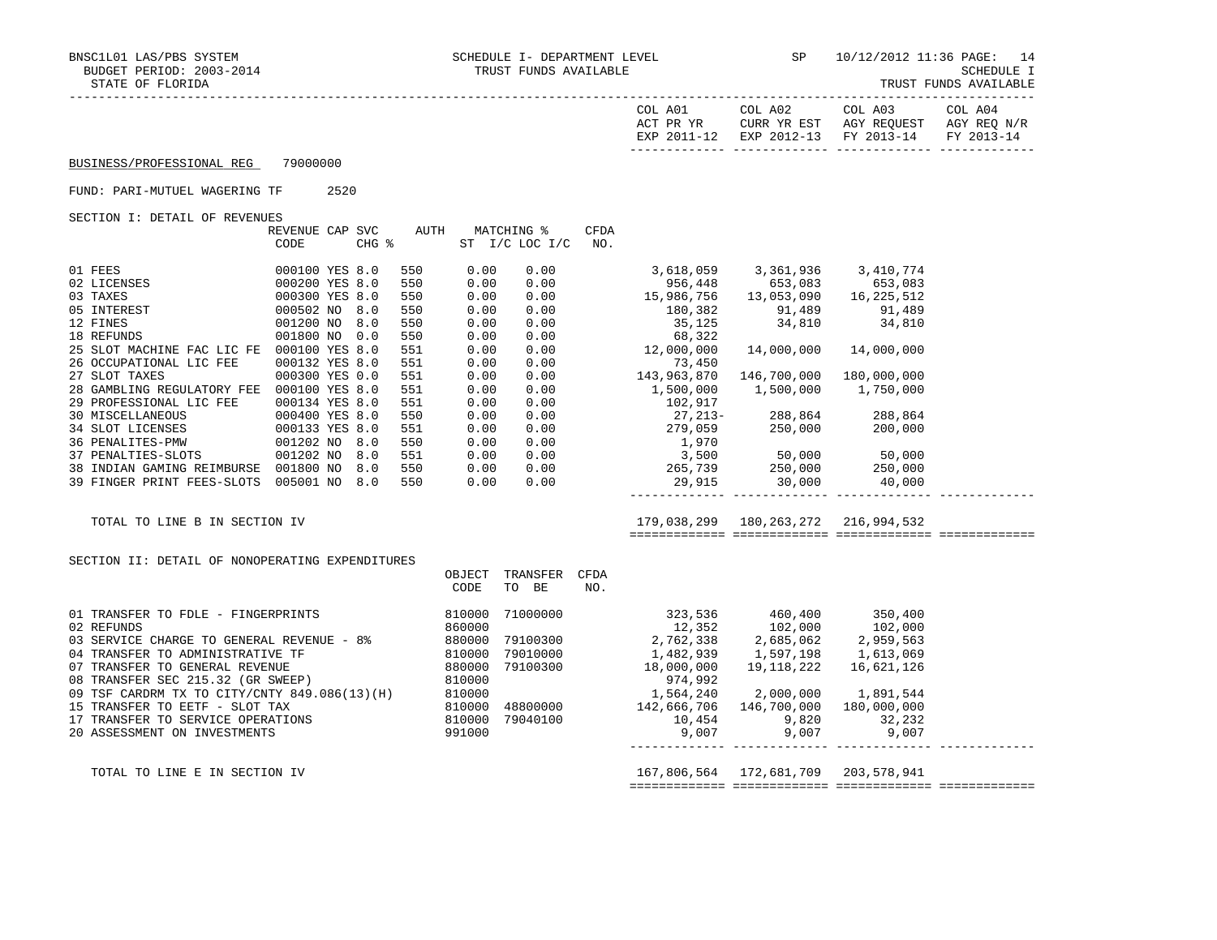SCHEDULE I- DEPARTMENT LEVEL
TRUST FUNDS AVAILABLE

STATE OF FLORIDA — SCHEDULE I — TRUST FUNDS AVAILABLE

BUDGET PERIOD: 2003-2014

## BUSINESS/PROFESSIONAL REG 79000000

FUND: PARI-MUTUEL WAGERING TF 2520

### SECTION I: DETAIL OF REVENUES

| | REVENUE CODE | CAP | SVC CHG % | AUTH | MATCHING % ST I/C | LOC I/C | CFDA NO. | COL A01 ACT PR YR EXP 2011-12 | COL A02 CURR YR EST EXP 2012-13 | COL A03 AGY REQUEST FY 2013-14 | COL A04 AGY REQ N/R FY 2013-14 |
|---|---|---|---|---|---|---|---|---|---|---|---|
| 01 FEES | 000100 | YES | 8.0 | 550 | 0.00 | 0.00 | | 3,618,059 | 3,361,936 | 3,410,774 | |
| 02 LICENSES | 000200 | YES | 8.0 | 550 | 0.00 | 0.00 | | 956,448 | 653,083 | 653,083 | |
| 03 TAXES | 000300 | YES | 8.0 | 550 | 0.00 | 0.00 | | 15,986,756 | 13,053,090 | 16,225,512 | |
| 05 INTEREST | 000502 | NO | 8.0 | 550 | 0.00 | 0.00 | | 180,382 | 91,489 | 91,489 | |
| 12 FINES | 001200 | NO | 8.0 | 550 | 0.00 | 0.00 | | 35,125 | 34,810 | 34,810 | |
| 18 REFUNDS | 001800 | NO | 0.0 | 550 | 0.00 | 0.00 | | 68,322 | | | |
| 25 SLOT MACHINE FAC LIC FE | 000100 | YES | 8.0 | 551 | 0.00 | 0.00 | | 12,000,000 | 14,000,000 | 14,000,000 | |
| 26 OCCUPATIONAL LIC FEE | 000132 | YES | 8.0 | 551 | 0.00 | 0.00 | | 73,450 | | | |
| 27 SLOT TAXES | 000300 | YES | 0.0 | 551 | 0.00 | 0.00 | | 143,963,870 | 146,700,000 | 180,000,000 | |
| 28 GAMBLING REGULATORY FEE | 000100 | YES | 8.0 | 551 | 0.00 | 0.00 | | 1,500,000 | 1,500,000 | 1,750,000 | |
| 29 PROFESSIONAL LIC FEE | 000134 | YES | 8.0 | 551 | 0.00 | 0.00 | | 102,917 | | | |
| 30 MISCELLANEOUS | 000400 | YES | 8.0 | 550 | 0.00 | 0.00 | | 27,213- | 288,864 | 288,864 | |
| 34 SLOT LICENSES | 000133 | YES | 8.0 | 551 | 0.00 | 0.00 | | 279,059 | 250,000 | 200,000 | |
| 36 PENALITES-PMW | 001202 | NO | 8.0 | 550 | 0.00 | 0.00 | | 1,970 | | | |
| 37 PENALTIES-SLOTS | 001202 | NO | 8.0 | 551 | 0.00 | 0.00 | | 3,500 | 50,000 | 50,000 | |
| 38 INDIAN GAMING REIMBURSE | 001800 | NO | 8.0 | 550 | 0.00 | 0.00 | | 265,739 | 250,000 | 250,000 | |
| 39 FINGER PRINT FEES-SLOTS | 005001 | NO | 8.0 | 550 | 0.00 | 0.00 | | 29,915 | 30,000 | 40,000 | |
| TOTAL TO LINE B IN SECTION IV | | | | | | | | 179,038,299 | 180,263,272 | 216,994,532 | |

### SECTION II: DETAIL OF NONOPERATING EXPENDITURES

| | OBJECT CODE | TRANSFER TO BE | CFDA NO. | COL A01 | COL A02 | COL A03 | COL A04 |
|---|---|---|---|---|---|---|---|
| 01 TRANSFER TO FDLE - FINGERPRINTS | 810000 | 71000000 | | 323,536 | 460,400 | 350,400 | |
| 02 REFUNDS | 860000 | | | 12,352 | 102,000 | 102,000 | |
| 03 SERVICE CHARGE TO GENERAL REVENUE - 8% | 880000 | 79100300 | | 2,762,338 | 2,685,062 | 2,959,563 | |
| 04 TRANSFER TO ADMINISTRATIVE TF | 810000 | 79010000 | | 1,482,939 | 1,597,198 | 1,613,069 | |
| 07 TRANSFER TO GENERAL REVENUE | 880000 | 79100300 | | 18,000,000 | 19,118,222 | 16,621,126 | |
| 08 TRANSFER SEC 215.32 (GR SWEEP) | 810000 | | | 974,992 | | | |
| 09 TSF CARDRM TX TO CITY/CNTY 849.086(13)(H) | 810000 | | | 1,564,240 | 2,000,000 | 1,891,544 | |
| 15 TRANSFER TO EETF - SLOT TAX | 810000 | 48800000 | | 142,666,706 | 146,700,000 | 180,000,000 | |
| 17 TRANSFER TO SERVICE OPERATIONS | 810000 | 79040100 | | 10,454 | 9,820 | 32,232 | |
| 20 ASSESSMENT ON INVESTMENTS | 991000 | | | 9,007 | 9,007 | 9,007 | |
| TOTAL TO LINE E IN SECTION IV | | | | 167,806,564 | 172,681,709 | 203,578,941 | |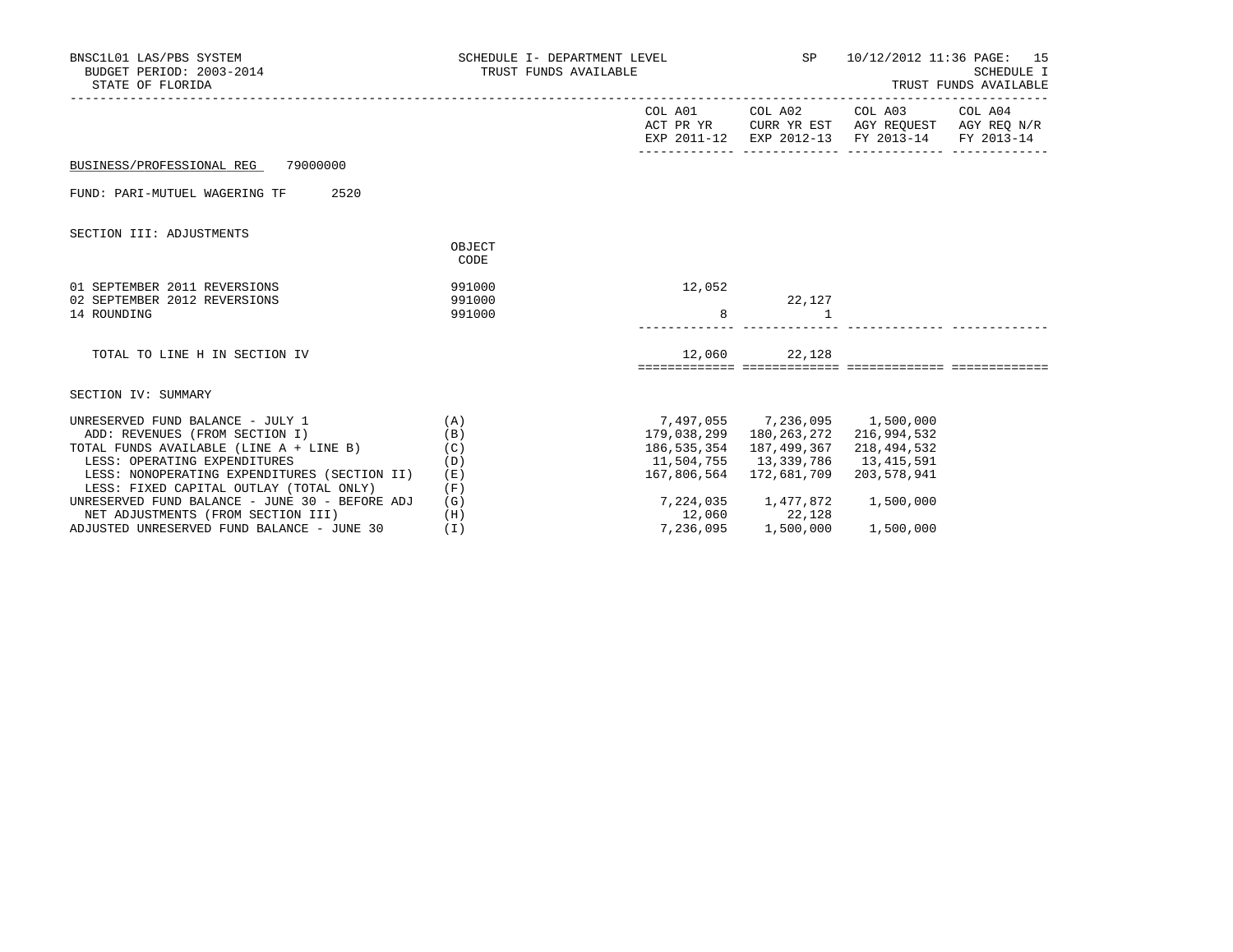BNSC1L01 LAS/PBS SYSTEM
BUDGET PERIOD: 2003-2014
STATE OF FLORIDA

SCHEDULE I- DEPARTMENT LEVEL — SP — 10/12/2012 11:36 PAGE: 15
TRUST FUNDS AVAILABLE

SCHEDULE I
TRUST FUNDS AVAILABLE

BUSINESS/PROFESSIONAL REG 79000000

FUND: PARI-MUTUEL WAGERING TF 2520

SECTION III: ADJUSTMENTS

| | OBJECT CODE | COL A01 ACT PR YR EXP 2011-12 | COL A02 CURR YR EST EXP 2012-13 | COL A03 AGY REQUEST FY 2013-14 | COL A04 AGY REQ N/R FY 2013-14 |
|---|---|---|---|---|---|
| 01 SEPTEMBER 2011 REVERSIONS | 991000 | 12,052 | | | |
| 02 SEPTEMBER 2012 REVERSIONS | 991000 | | 22,127 | | |
| 14 ROUNDING | 991000 | 8 | 1 | | |
| TOTAL TO LINE H IN SECTION IV | | 12,060 | 22,128 | | |

SECTION IV: SUMMARY

| | | COL A01 ACT PR YR EXP 2011-12 | COL A02 CURR YR EST EXP 2012-13 | COL A03 AGY REQUEST FY 2013-14 | COL A04 AGY REQ N/R FY 2013-14 |
|---|---|---|---|---|---|
| UNRESERVED FUND BALANCE - JULY 1 | (A) | 7,497,055 | 7,236,095 | 1,500,000 | |
| ADD: REVENUES (FROM SECTION I) | (B) | 179,038,299 | 180,263,272 | 216,994,532 | |
| TOTAL FUNDS AVAILABLE (LINE A + LINE B) | (C) | 186,535,354 | 187,499,367 | 218,494,532 | |
| LESS: OPERATING EXPENDITURES | (D) | 11,504,755 | 13,339,786 | 13,415,591 | |
| LESS: NONOPERATING EXPENDITURES (SECTION II) | (E) | 167,806,564 | 172,681,709 | 203,578,941 | |
| LESS: FIXED CAPITAL OUTLAY (TOTAL ONLY) | (F) | | | | |
| UNRESERVED FUND BALANCE - JUNE 30 - BEFORE ADJ | (G) | 7,224,035 | 1,477,872 | 1,500,000 | |
| NET ADJUSTMENTS (FROM SECTION III) | (H) | 12,060 | 22,128 | | |
| ADJUSTED UNRESERVED FUND BALANCE - JUNE 30 | (I) | 7,236,095 | 1,500,000 | 1,500,000 | |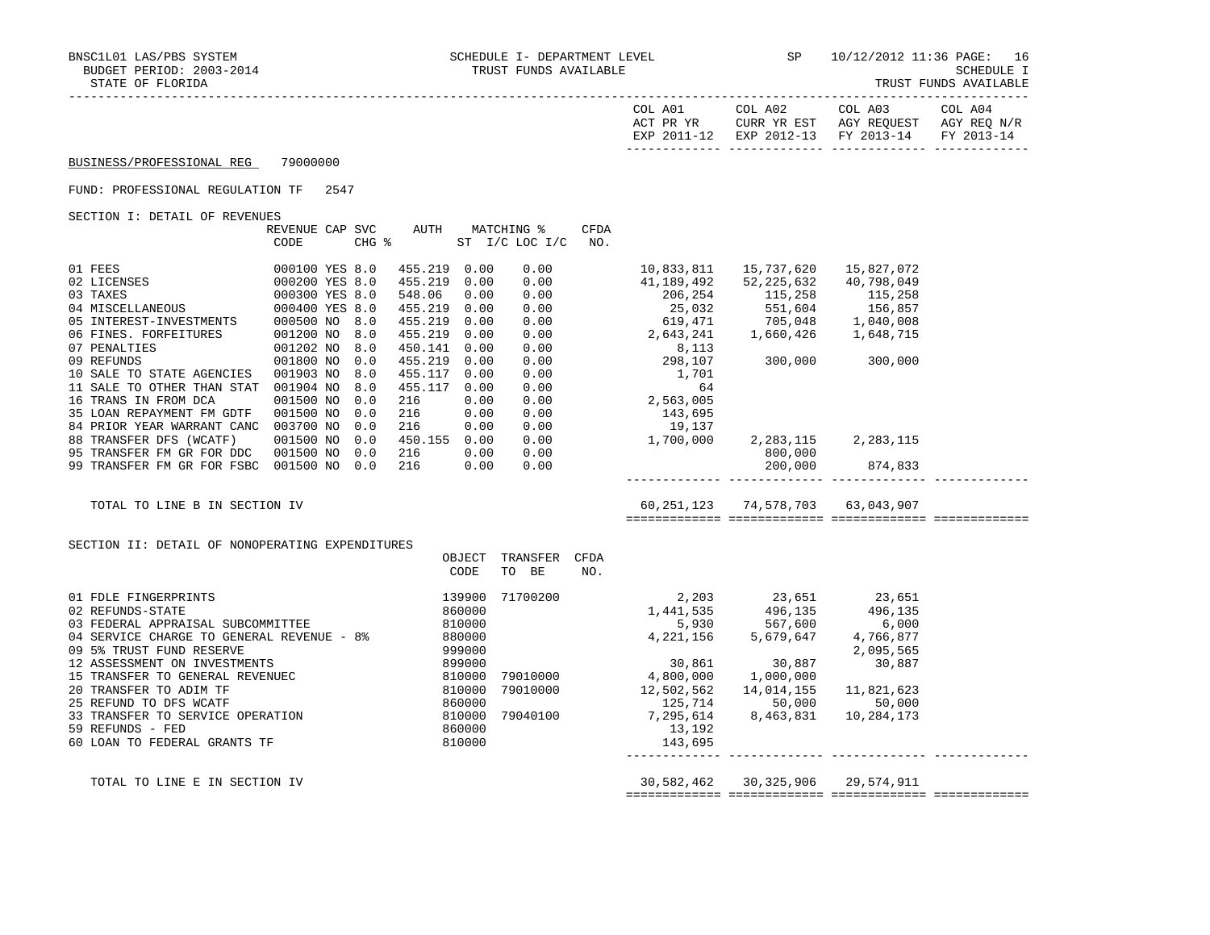BNSC1L01 LAS/PBS SYSTEM — SCHEDULE I- DEPARTMENT LEVEL — TRUST FUNDS AVAILABLE — SP 10/12/2012 11:36

BUDGET PERIOD: 2003-2014 — SCHEDULE I

STATE OF FLORIDA — TRUST FUNDS AVAILABLE

**BUSINESS/PROFESSIONAL REG 79000000**

FUND: PROFESSIONAL REGULATION TF 2547

SECTION I: DETAIL OF REVENUES

| | REVENUE CODE | CAP | SVC CHG % | AUTH | MATCHING % ST I/C | LOC I/C | CFDA NO. | COL A01 ACT PR YR EXP 2011-12 | COL A02 CURR YR EST EXP 2012-13 | COL A03 AGY REQUEST FY 2013-14 | COL A04 AGY REQ N/R FY 2013-14 |
|---|---|---|---|---|---|---|---|---|---|---|---|
| 01 FEES | 000100 | YES | 8.0 | 455.219 | 0.00 | 0.00 | | 10,833,811 | 15,737,620 | 15,827,072 | |
| 02 LICENSES | 000200 | YES | 8.0 | 455.219 | 0.00 | 0.00 | | 41,189,492 | 52,225,632 | 40,798,049 | |
| 03 TAXES | 000300 | YES | 8.0 | 548.06 | 0.00 | 0.00 | | 206,254 | 115,258 | 115,258 | |
| 04 MISCELLANEOUS | 000400 | YES | 8.0 | 455.219 | 0.00 | 0.00 | | 25,032 | 551,604 | 156,857 | |
| 05 INTEREST-INVESTMENTS | 000500 | NO | 8.0 | 455.219 | 0.00 | 0.00 | | 619,471 | 705,048 | 1,040,008 | |
| 06 FINES. FORFEITURES | 001200 | NO | 8.0 | 455.219 | 0.00 | 0.00 | | 2,643,241 | 1,660,426 | 1,648,715 | |
| 07 PENALTIES | 001202 | NO | 8.0 | 450.141 | 0.00 | 0.00 | | 8,113 | | | |
| 09 REFUNDS | 001800 | NO | 0.0 | 455.219 | 0.00 | 0.00 | | 298,107 | 300,000 | 300,000 | |
| 10 SALE TO STATE AGENCIES | 001903 | NO | 8.0 | 455.117 | 0.00 | 0.00 | | 1,701 | | | |
| 11 SALE TO OTHER THAN STAT | 001904 | NO | 8.0 | 455.117 | 0.00 | 0.00 | | 64 | | | |
| 16 TRANS IN FROM DCA | 001500 | NO | 0.0 | 216 | 0.00 | 0.00 | | 2,563,005 | | | |
| 35 LOAN REPAYMENT FM GDTF | 001500 | NO | 0.0 | 216 | 0.00 | 0.00 | | 143,695 | | | |
| 84 PRIOR YEAR WARRANT CANC | 003700 | NO | 0.0 | 216 | 0.00 | 0.00 | | 19,137 | | | |
| 88 TRANSFER DFS (WCATF) | 001500 | NO | 0.0 | 450.155 | 0.00 | 0.00 | | 1,700,000 | 2,283,115 | 2,283,115 | |
| 95 TRANSFER FM GR FOR DDC | 001500 | NO | 0.0 | 216 | 0.00 | 0.00 | | | 800,000 | | |
| 99 TRANSFER FM GR FOR FSBC | 001500 | NO | 0.0 | 216 | 0.00 | 0.00 | | | 200,000 | 874,833 | |
| TOTAL TO LINE B IN SECTION IV | | | | | | | | 60,251,123 | 74,578,703 | 63,043,907 | |

SECTION II: DETAIL OF NONOPERATING EXPENDITURES

| | OBJECT CODE | TRANSFER TO BE | CFDA NO. | COL A01 ACT PR YR EXP 2011-12 | COL A02 CURR YR EST EXP 2012-13 | COL A03 AGY REQUEST FY 2013-14 | COL A04 AGY REQ N/R FY 2013-14 |
|---|---|---|---|---|---|---|---|
| 01 FDLE FINGERPRINTS | 139900 | 71700200 | | 2,203 | 23,651 | 23,651 | |
| 02 REFUNDS-STATE | 860000 | | | 1,441,535 | 496,135 | 496,135 | |
| 03 FEDERAL APPRAISAL SUBCOMMITTEE | 810000 | | | 5,930 | 567,600 | 6,000 | |
| 04 SERVICE CHARGE TO GENERAL REVENUE - 8% | 880000 | | | 4,221,156 | 5,679,647 | 4,766,877 | |
| 09 5% TRUST FUND RESERVE | 999000 | | | | | 2,095,565 | |
| 12 ASSESSMENT ON INVESTMENTS | 899000 | | | 30,861 | 30,887 | 30,887 | |
| 15 TRANSFER TO GENERAL REVENUEC | 810000 | 79010000 | | 4,800,000 | 1,000,000 | | |
| 20 TRANSFER TO ADIM TF | 810000 | 79010000 | | 12,502,562 | 14,014,155 | 11,821,623 | |
| 25 REFUND TO DFS WCATF | 860000 | | | 125,714 | 50,000 | 50,000 | |
| 33 TRANSFER TO SERVICE OPERATION | 810000 | 79040100 | | 7,295,614 | 8,463,831 | 10,284,173 | |
| 59 REFUNDS - FED | 860000 | | | 13,192 | | | |
| 60 LOAN TO FEDERAL GRANTS TF | 810000 | | | 143,695 | | | |
| TOTAL TO LINE E IN SECTION IV | | | | 30,582,462 | 30,325,906 | 29,574,911 | |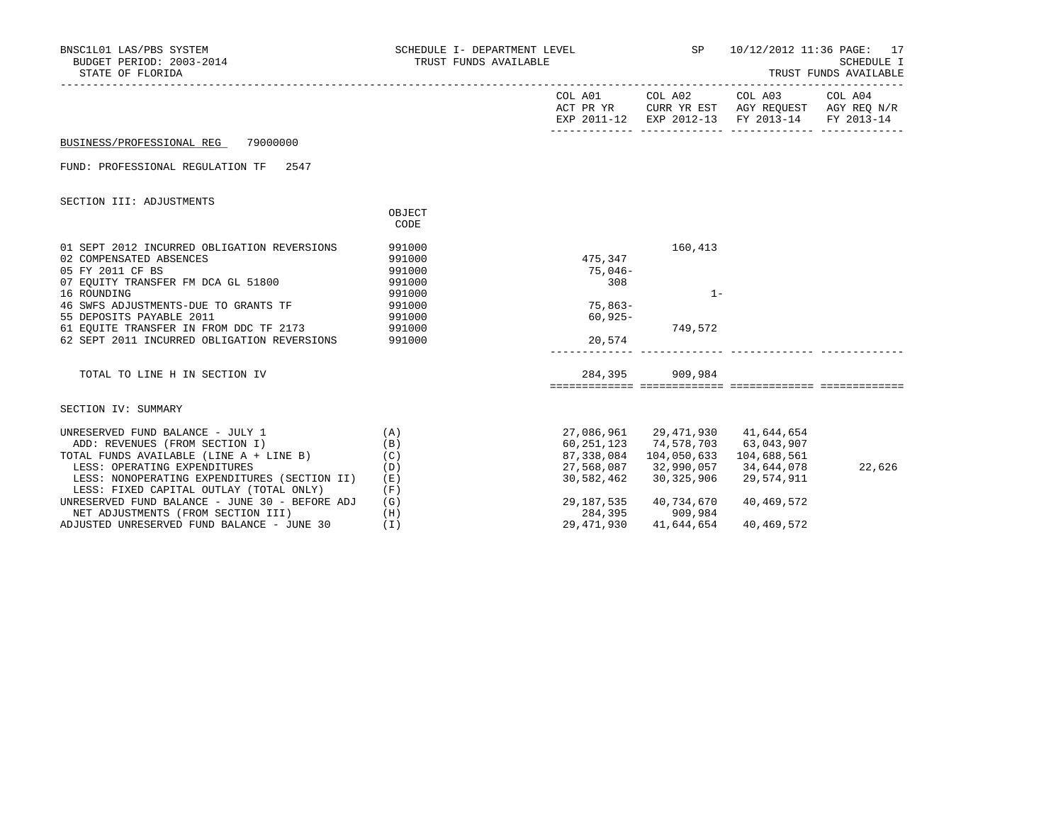BNSC1L01 LAS/PBS SYSTEM
BUDGET PERIOD: 2003-2014
STATE OF FLORIDA

SCHEDULE I- DEPARTMENT LEVEL
TRUST FUNDS AVAILABLE

SP 10/12/2012 11:36

SCHEDULE I
TRUST FUNDS AVAILABLE

BUSINESS/PROFESSIONAL REG 79000000

FUND: PROFESSIONAL REGULATION TF 2547

## SECTION III: ADJUSTMENTS

| | OBJECT CODE | COL A01 ACT PR YR EXP 2011-12 | COL A02 CURR YR EST EXP 2012-13 | COL A03 AGY REQUEST FY 2013-14 | COL A04 AGY REQ N/R FY 2013-14 |
|---|---|---|---|---|---|
| 01 SEPT 2012 INCURRED OBLIGATION REVERSIONS | 991000 | | 160,413 | | |
| 02 COMPENSATED ABSENCES | 991000 | 475,347 | | | |
| 05 FY 2011 CF BS | 991000 | 75,046- | | | |
| 07 EQUITY TRANSFER FM DCA GL 51800 | 991000 | 308 | | | |
| 16 ROUNDING | 991000 | | 1- | | |
| 46 SWFS ADJUSTMENTS-DUE TO GRANTS TF | 991000 | 75,863- | | | |
| 55 DEPOSITS PAYABLE 2011 | 991000 | 60,925- | | | |
| 61 EQUITE TRANSFER IN FROM DDC TF 2173 | 991000 | | 749,572 | | |
| 62 SEPT 2011 INCURRED OBLIGATION REVERSIONS | 991000 | 20,574 | | | |
| TOTAL TO LINE H IN SECTION IV | | 284,395 | 909,984 | | |

## SECTION IV: SUMMARY

| | | COL A01 ACT PR YR EXP 2011-12 | COL A02 CURR YR EST EXP 2012-13 | COL A03 AGY REQUEST FY 2013-14 | COL A04 AGY REQ N/R FY 2013-14 |
|---|---|---|---|---|---|
| UNRESERVED FUND BALANCE - JULY 1 | (A) | 27,086,961 | 29,471,930 | 41,644,654 | |
| ADD: REVENUES (FROM SECTION I) | (B) | 60,251,123 | 74,578,703 | 63,043,907 | |
| TOTAL FUNDS AVAILABLE (LINE A + LINE B) | (C) | 87,338,084 | 104,050,633 | 104,688,561 | |
| LESS: OPERATING EXPENDITURES | (D) | 27,568,087 | 32,990,057 | 34,644,078 | 22,626 |
| LESS: NONOPERATING EXPENDITURES (SECTION II) | (E) | 30,582,462 | 30,325,906 | 29,574,911 | |
| LESS: FIXED CAPITAL OUTLAY (TOTAL ONLY) | (F) | | | | |
| UNRESERVED FUND BALANCE - JUNE 30 - BEFORE ADJ | (G) | 29,187,535 | 40,734,670 | 40,469,572 | |
| NET ADJUSTMENTS (FROM SECTION III) | (H) | 284,395 | 909,984 | | |
| ADJUSTED UNRESERVED FUND BALANCE - JUNE 30 | (I) | 29,471,930 | 41,644,654 | 40,469,572 | |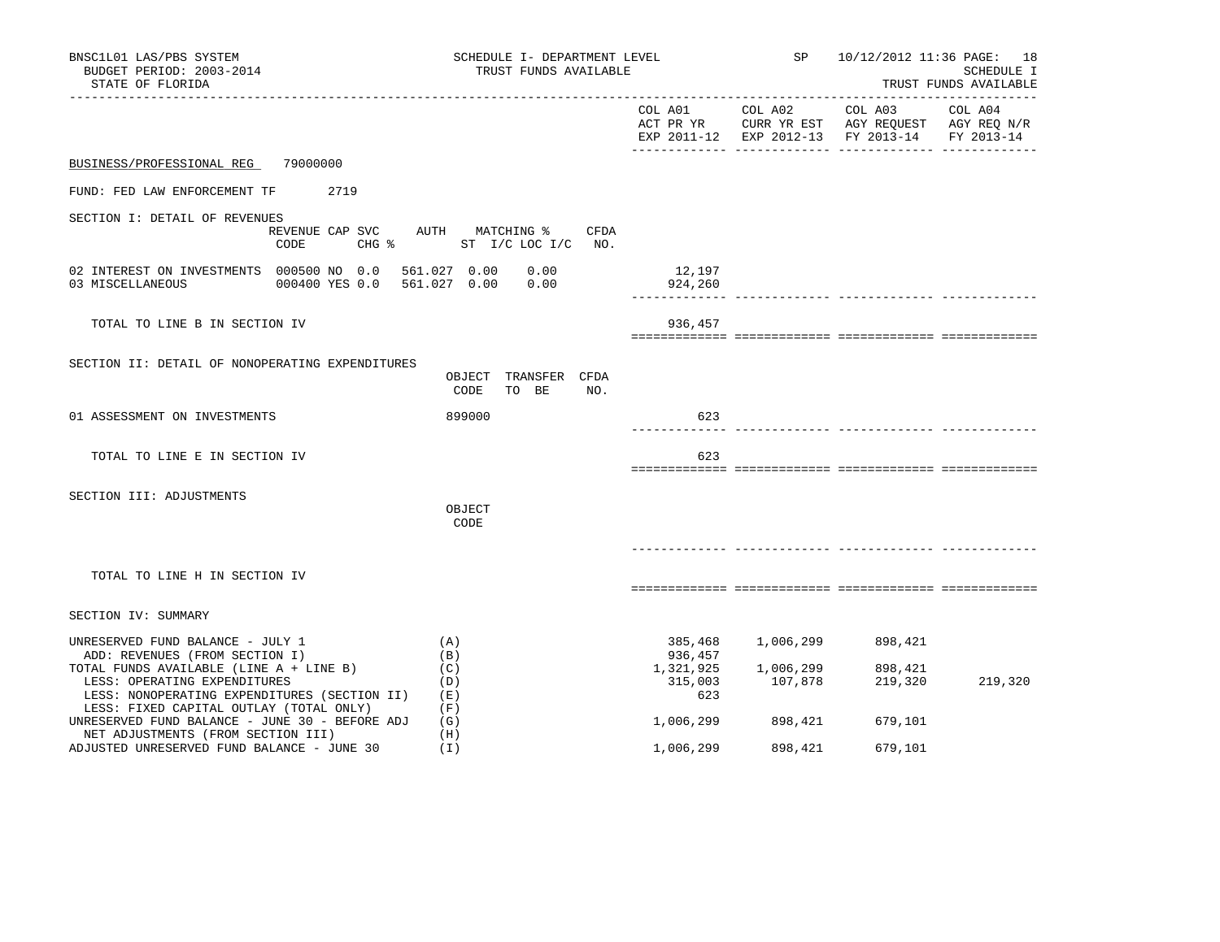BNSC1L01 LAS/PBS SYSTEM — SCHEDULE I- DEPARTMENT LEVEL — TRUST FUNDS AVAILABLE — SP 10/12/2012 11:36

BUDGET PERIOD: 2003-2014 — SCHEDULE I

STATE OF FLORIDA — TRUST FUNDS AVAILABLE

BUSINESS/PROFESSIONAL REG 79000000

FUND: FED LAW ENFORCEMENT TF 2719

## SECTION I: DETAIL OF REVENUES

| | REVENUE CODE | CAP SVC CHG % | AUTH ST | MATCHING % I/C | LOC I/C | CFDA NO. | COL A01 ACT PR YR EXP 2011-12 | COL A02 CURR YR EST EXP 2012-13 | COL A03 AGY REQUEST FY 2013-14 | COL A04 AGY REQ N/R FY 2013-14 |
|---|---|---|---|---|---|---|---|---|---|---|
| 02 INTEREST ON INVESTMENTS | 000500 | NO 0.0 | 561.027 | 0.00 | 0.00 | | 12,197 | | | |
| 03 MISCELLANEOUS | 000400 | YES 0.0 | 561.027 | 0.00 | 0.00 | | 924,260 | | | |
| TOTAL TO LINE B IN SECTION IV | | | | | | | 936,457 | | | |

## SECTION II: DETAIL OF NONOPERATING EXPENDITURES

| | OBJECT CODE | TRANSFER TO BE | CFDA NO. | COL A01 | COL A02 | COL A03 | COL A04 |
|---|---|---|---|---|---|---|---|
| 01 ASSESSMENT ON INVESTMENTS | 899000 | | | 623 | | | |
| TOTAL TO LINE E IN SECTION IV | | | | 623 | | | |

## SECTION III: ADJUSTMENTS

| | OBJECT CODE | COL A01 | COL A02 | COL A03 | COL A04 |
|---|---|---|---|---|---|
| TOTAL TO LINE H IN SECTION IV | | | | | |

## SECTION IV: SUMMARY

| | | COL A01 | COL A02 | COL A03 | COL A04 |
|---|---|---|---|---|---|
| UNRESERVED FUND BALANCE - JULY 1 | (A) | 385,468 | 1,006,299 | 898,421 | |
| ADD: REVENUES (FROM SECTION I) | (B) | 936,457 | | | |
| TOTAL FUNDS AVAILABLE (LINE A + LINE B) | (C) | 1,321,925 | 1,006,299 | 898,421 | |
| LESS: OPERATING EXPENDITURES | (D) | 315,003 | 107,878 | 219,320 | 219,320 |
| LESS: NONOPERATING EXPENDITURES (SECTION II) | (E) | 623 | | | |
| LESS: FIXED CAPITAL OUTLAY (TOTAL ONLY) | (F) | | | | |
| UNRESERVED FUND BALANCE - JUNE 30 - BEFORE ADJ | (G) | 1,006,299 | 898,421 | 679,101 | |
| NET ADJUSTMENTS (FROM SECTION III) | (H) | | | | |
| ADJUSTED UNRESERVED FUND BALANCE - JUNE 30 | (I) | 1,006,299 | 898,421 | 679,101 | |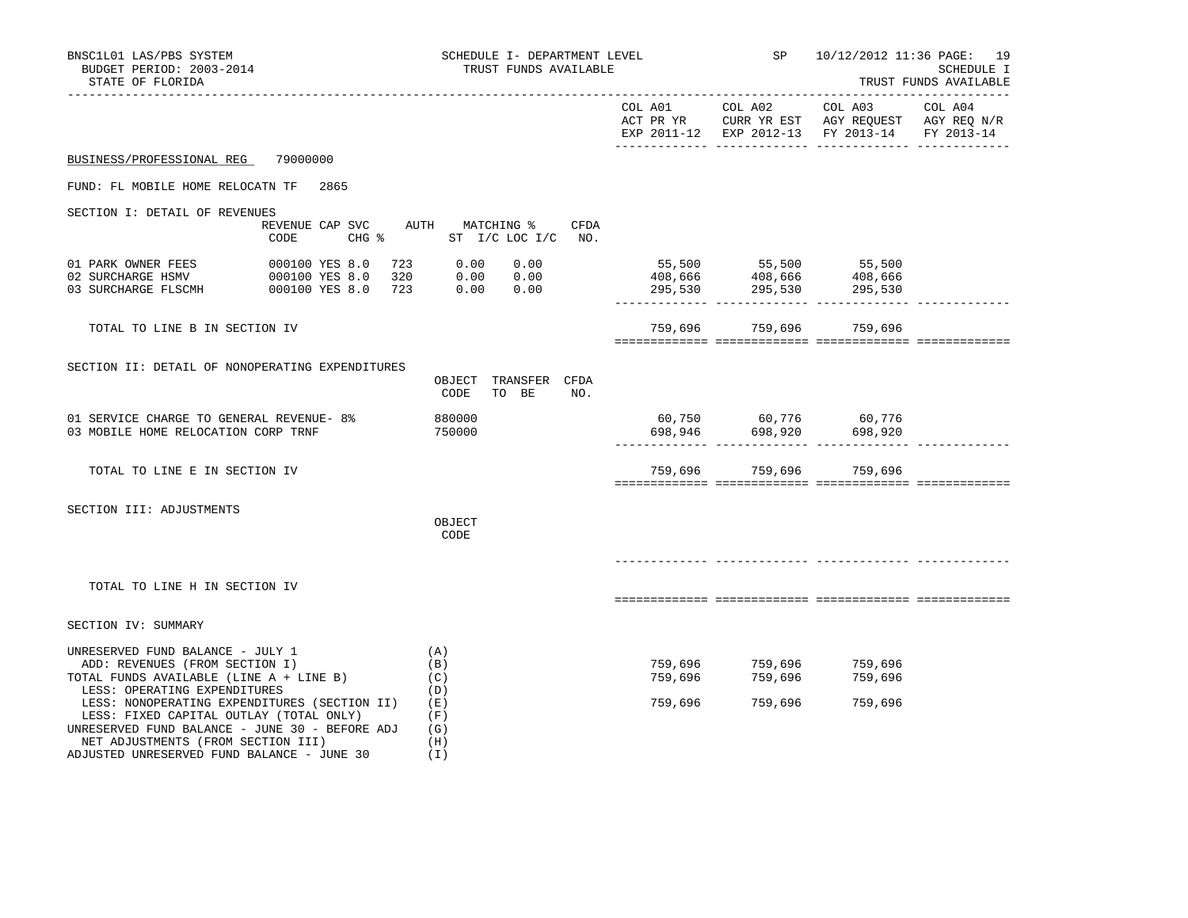BNSC1L01 LAS/PBS SYSTEM | SCHEDULE I- DEPARTMENT LEVEL | SP | 10/12/2012 11:36

BUDGET PERIOD: 2003-2014 | TRUST FUNDS AVAILABLE | SCHEDULE I

STATE OF FLORIDA | TRUST FUNDS AVAILABLE

| | | COL A01 ACT PR YR EXP 2011-12 | COL A02 CURR YR EST EXP 2012-13 | COL A03 AGY REQUEST FY 2013-14 | COL A04 AGY REQ N/R FY 2013-14 |
|---|---|---|---|---|---|

BUSINESS/PROFESSIONAL REG 79000000

FUND: FL MOBILE HOME RELOCATN TF 2865

SECTION I: DETAIL OF REVENUES

| | REVENUE CODE | CAP | SVC CHG % | AUTH ST | MATCHING % I/C | LOC I/C | CFDA NO. | COL A01 | COL A02 | COL A03 | COL A04 |
|---|---|---|---|---|---|---|---|---|---|---|---|
| 01 PARK OWNER FEES | 000100 | YES | 8.0 | 723 | 0.00 | 0.00 | | 55,500 | 55,500 | 55,500 | |
| 02 SURCHARGE HSMV | 000100 | YES | 8.0 | 320 | 0.00 | 0.00 | | 408,666 | 408,666 | 408,666 | |
| 03 SURCHARGE FLSCMH | 000100 | YES | 8.0 | 723 | 0.00 | 0.00 | | 295,530 | 295,530 | 295,530 | |
| TOTAL TO LINE B IN SECTION IV | | | | | | | | 759,696 | 759,696 | 759,696 | |

SECTION II: DETAIL OF NONOPERATING EXPENDITURES

| | OBJECT CODE | TRANSFER TO BE | CFDA NO. | COL A01 | COL A02 | COL A03 | COL A04 |
|---|---|---|---|---|---|---|---|
| 01 SERVICE CHARGE TO GENERAL REVENUE- 8% | 880000 | | | 60,750 | 60,776 | 60,776 | |
| 03 MOBILE HOME RELOCATION CORP TRNF | 750000 | | | 698,946 | 698,920 | 698,920 | |
| TOTAL TO LINE E IN SECTION IV | | | | 759,696 | 759,696 | 759,696 | |

SECTION III: ADJUSTMENTS

| | OBJECT CODE | COL A01 | COL A02 | COL A03 | COL A04 |
|---|---|---|---|---|---|
| TOTAL TO LINE H IN SECTION IV | | | | | |

SECTION IV: SUMMARY

| | | COL A01 | COL A02 | COL A03 | COL A04 |
|---|---|---|---|---|---|
| UNRESERVED FUND BALANCE - JULY 1 | (A) | | | | |
| ADD: REVENUES (FROM SECTION I) | (B) | 759,696 | 759,696 | 759,696 | |
| TOTAL FUNDS AVAILABLE (LINE A + LINE B) | (C) | 759,696 | 759,696 | 759,696 | |
| LESS: OPERATING EXPENDITURES | (D) | | | | |
| LESS: NONOPERATING EXPENDITURES (SECTION II) | (E) | 759,696 | 759,696 | 759,696 | |
| LESS: FIXED CAPITAL OUTLAY (TOTAL ONLY) | (F) | | | | |
| UNRESERVED FUND BALANCE - JUNE 30 - BEFORE ADJ | (G) | | | | |
| NET ADJUSTMENTS (FROM SECTION III) | (H) | | | | |
| ADJUSTED UNRESERVED FUND BALANCE - JUNE 30 | (I) | | | | |